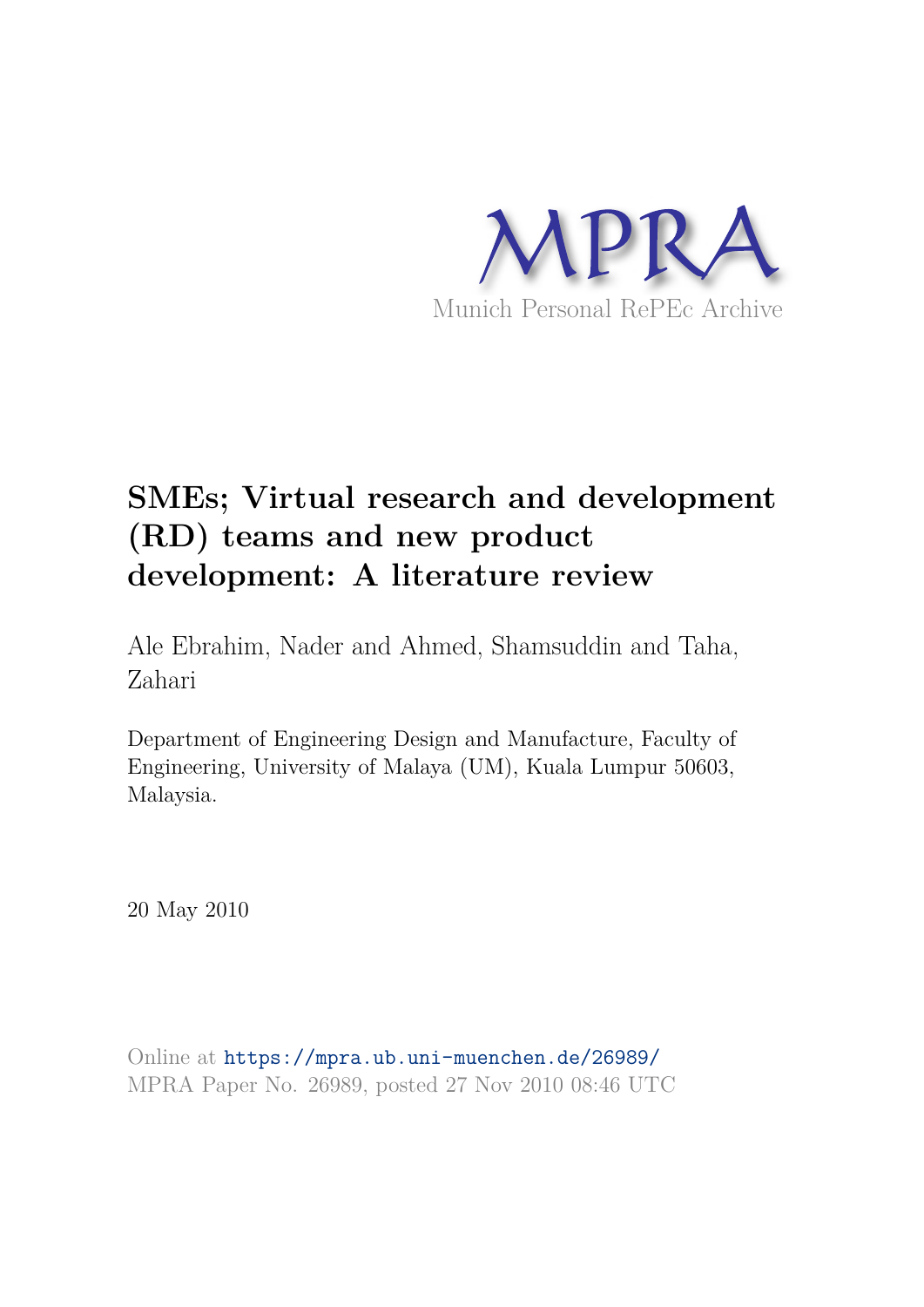MPRA

Munich Personal RePEc Archive

# SMEs; Virtual research and development (RD) teams and new product development: A literature review

Ale Ebrahim, Nader and Ahmed, Shamsuddin and Taha, Zahari

Department of Engineering Design and Manufacture, Faculty of Engineering, University of Malaya (UM), Kuala Lumpur 50603, Malaysia.

20 May 2010

Online at https://mpra.ub.uni-muenchen.de/26989/
MPRA Paper No. 26989, posted 27 Nov 2010 08:46 UTC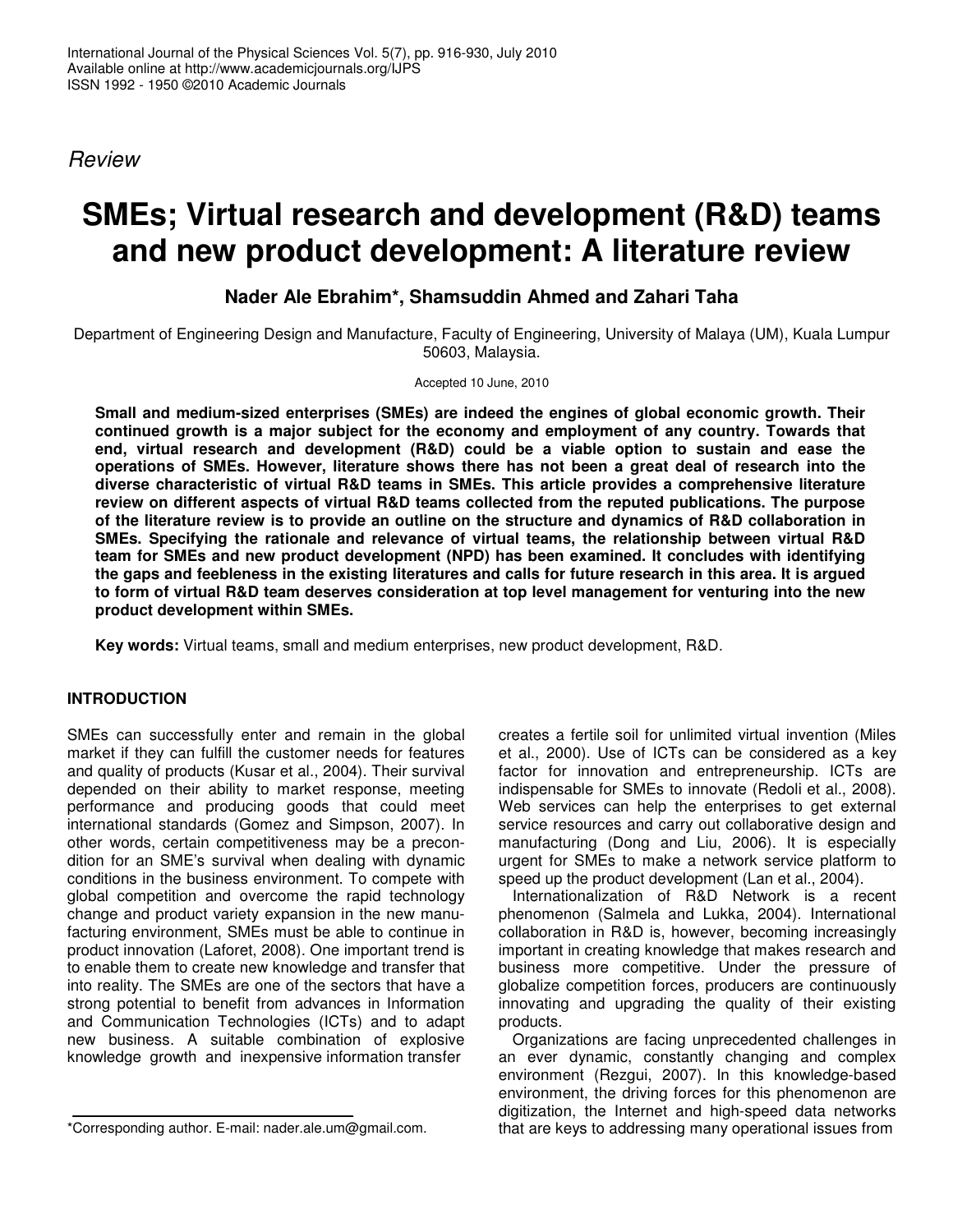*Review*

# SMEs; Virtual research and development (R&D) teams and new product development: A literature review

**Nader Ale Ebrahim*, Shamsuddin Ahmed and Zahari Taha**

Department of Engineering Design and Manufacture, Faculty of Engineering, University of Malaya (UM), Kuala Lumpur 50603, Malaysia.

Accepted 10 June, 2010

**Small and medium-sized enterprises (SMEs) are indeed the engines of global economic growth. Their continued growth is a major subject for the economy and employment of any country. Towards that end, virtual research and development (R&D) could be a viable option to sustain and ease the operations of SMEs. However, literature shows there has not been a great deal of research into the diverse characteristic of virtual R&D teams in SMEs. This article provides a comprehensive literature review on different aspects of virtual R&D teams collected from the reputed publications. The purpose of the literature review is to provide an outline on the structure and dynamics of R&D collaboration in SMEs. Specifying the rationale and relevance of virtual teams, the relationship between virtual R&D team for SMEs and new product development (NPD) has been examined. It concludes with identifying the gaps and feebleness in the existing literatures and calls for future research in this area. It is argued to form of virtual R&D team deserves consideration at top level management for venturing into the new product development within SMEs.**

**Key words:** Virtual teams, small and medium enterprises, new product development, R&D.

## INTRODUCTION

SMEs can successfully enter and remain in the global market if they can fulfill the customer needs for features and quality of products (Kusar et al., 2004). Their survival depended on their ability to market response, meeting performance and producing goods that could meet international standards (Gomez and Simpson, 2007). In other words, certain competitiveness may be a precondition for an SME's survival when dealing with dynamic conditions in the business environment. To compete with global competition and overcome the rapid technology change and product variety expansion in the new manufacturing environment, SMEs must be able to continue in product innovation (Laforet, 2008). One important trend is to enable them to create new knowledge and transfer that into reality. The SMEs are one of the sectors that have a strong potential to benefit from advances in Information and Communication Technologies (ICTs) and to adapt new business. A suitable combination of explosive knowledge growth and inexpensive information transfer creates a fertile soil for unlimited virtual invention (Miles et al., 2000). Use of ICTs can be considered as a key factor for innovation and entrepreneurship. ICTs are indispensable for SMEs to innovate (Redoli et al., 2008). Web services can help the enterprises to get external service resources and carry out collaborative design and manufacturing (Dong and Liu, 2006). It is especially urgent for SMEs to make a network service platform to speed up the product development (Lan et al., 2004).

Internationalization of R&D Network is a recent phenomenon (Salmela and Lukka, 2004). International collaboration in R&D is, however, becoming increasingly important in creating knowledge that makes research and business more competitive. Under the pressure of globalize competition forces, producers are continuously innovating and upgrading the quality of their existing products.

Organizations are facing unprecedented challenges in an ever dynamic, constantly changing and complex environment (Rezgui, 2007). In this knowledge-based environment, the driving forces for this phenomenon are digitization, the Internet and high-speed data networks that are keys to addressing many operational issues from

*Corresponding author. E-mail: nader.ale.um@gmail.com.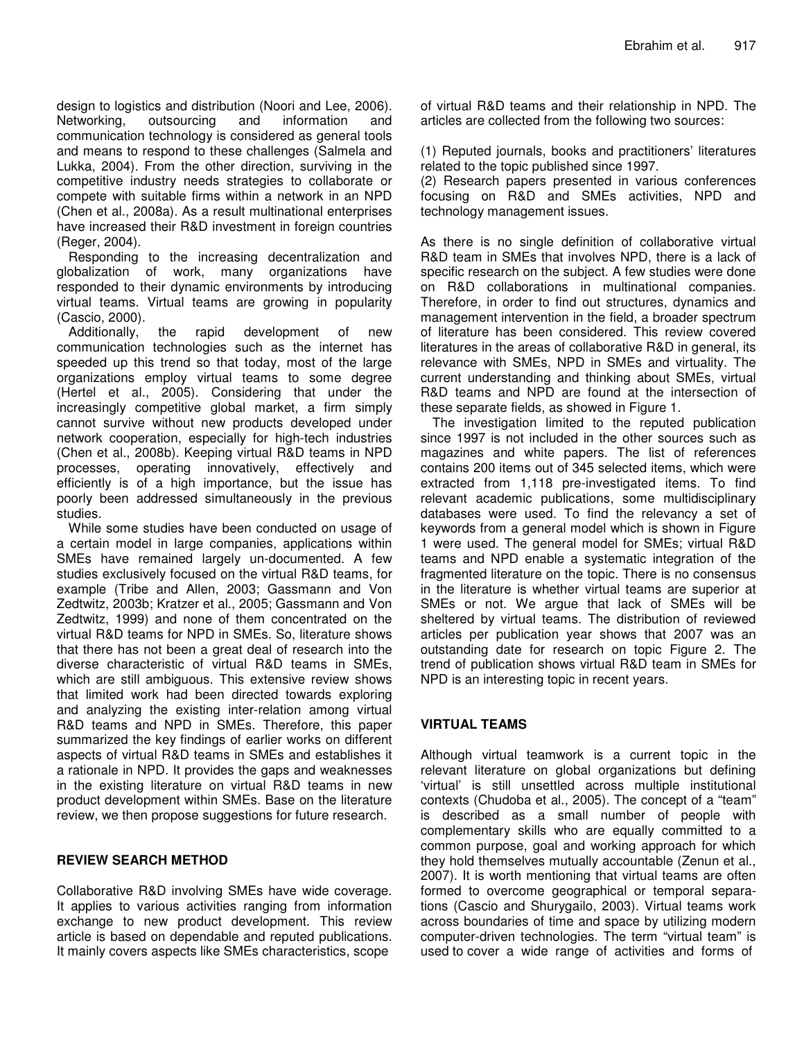design to logistics and distribution (Noori and Lee, 2006). Networking, outsourcing and information and communication technology is considered as general tools and means to respond to these challenges (Salmela and Lukka, 2004). From the other direction, surviving in the competitive industry needs strategies to collaborate or compete with suitable firms within a network in an NPD (Chen et al., 2008a). As a result multinational enterprises have increased their R&D investment in foreign countries (Reger, 2004).

Responding to the increasing decentralization and globalization of work, many organizations have responded to their dynamic environments by introducing virtual teams. Virtual teams are growing in popularity (Cascio, 2000).

Additionally, the rapid development of new communication technologies such as the internet has speeded up this trend so that today, most of the large organizations employ virtual teams to some degree (Hertel et al., 2005). Considering that under the increasingly competitive global market, a firm simply cannot survive without new products developed under network cooperation, especially for high-tech industries (Chen et al., 2008b). Keeping virtual R&D teams in NPD processes, operating innovatively, effectively and efficiently is of a high importance, but the issue has poorly been addressed simultaneously in the previous studies.

While some studies have been conducted on usage of a certain model in large companies, applications within SMEs have remained largely un-documented. A few studies exclusively focused on the virtual R&D teams, for example (Tribe and Allen, 2003; Gassmann and Von Zedtwitz, 2003b; Kratzer et al., 2005; Gassmann and Von Zedtwitz, 1999) and none of them concentrated on the virtual R&D teams for NPD in SMEs. So, literature shows that there has not been a great deal of research into the diverse characteristic of virtual R&D teams in SMEs, which are still ambiguous. This extensive review shows that limited work had been directed towards exploring and analyzing the existing inter-relation among virtual R&D teams and NPD in SMEs. Therefore, this paper summarized the key findings of earlier works on different aspects of virtual R&D teams in SMEs and establishes it a rationale in NPD. It provides the gaps and weaknesses in the existing literature on virtual R&D teams in new product development within SMEs. Base on the literature review, we then propose suggestions for future research.

## REVIEW SEARCH METHOD

Collaborative R&D involving SMEs have wide coverage. It applies to various activities ranging from information exchange to new product development. This review article is based on dependable and reputed publications. It mainly covers aspects like SMEs characteristics, scope of virtual R&D teams and their relationship in NPD. The articles are collected from the following two sources:

(1) Reputed journals, books and practitioners' literatures related to the topic published since 1997.
(2) Research papers presented in various conferences focusing on R&D and SMEs activities, NPD and technology management issues.

As there is no single definition of collaborative virtual R&D team in SMEs that involves NPD, there is a lack of specific research on the subject. A few studies were done on R&D collaborations in multinational companies. Therefore, in order to find out structures, dynamics and management intervention in the field, a broader spectrum of literature has been considered. This review covered literatures in the areas of collaborative R&D in general, its relevance with SMEs, NPD in SMEs and virtuality. The current understanding and thinking about SMEs, virtual R&D teams and NPD are found at the intersection of these separate fields, as showed in Figure 1.

The investigation limited to the reputed publication since 1997 is not included in the other sources such as magazines and white papers. The list of references contains 200 items out of 345 selected items, which were extracted from 1,118 pre-investigated items. To find relevant academic publications, some multidisciplinary databases were used. To find the relevancy a set of keywords from a general model which is shown in Figure 1 were used. The general model for SMEs; virtual R&D teams and NPD enable a systematic integration of the fragmented literature on the topic. There is no consensus in the literature is whether virtual teams are superior at SMEs or not. We argue that lack of SMEs will be sheltered by virtual teams. The distribution of reviewed articles per publication year shows that 2007 was an outstanding date for research on topic Figure 2. The trend of publication shows virtual R&D team in SMEs for NPD is an interesting topic in recent years.

## VIRTUAL TEAMS

Although virtual teamwork is a current topic in the relevant literature on global organizations but defining 'virtual' is still unsettled across multiple institutional contexts (Chudoba et al., 2005). The concept of a "team" is described as a small number of people with complementary skills who are equally committed to a common purpose, goal and working approach for which they hold themselves mutually accountable (Zenun et al., 2007). It is worth mentioning that virtual teams are often formed to overcome geographical or temporal separations (Cascio and Shurygailo, 2003). Virtual teams work across boundaries of time and space by utilizing modern computer-driven technologies. The term "virtual team" is used to cover a wide range of activities and forms of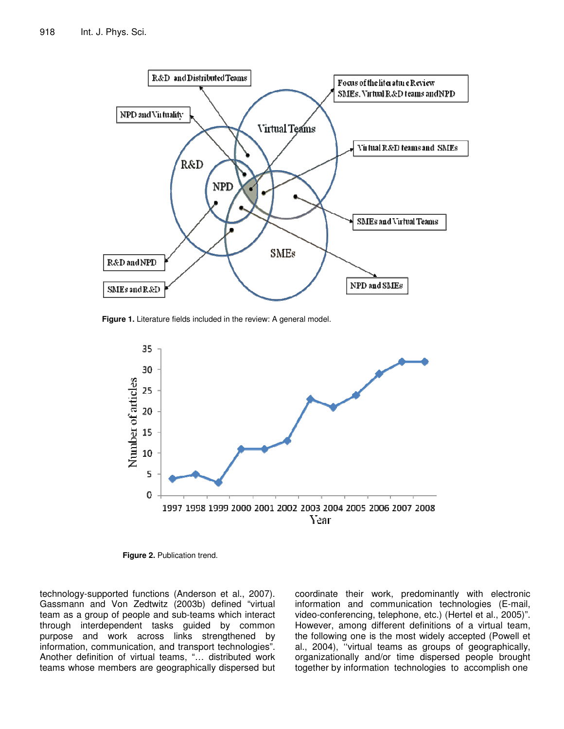Figure 1. Literature fields included in the review: A general model.

Figure 2. Publication trend.

technology-supported functions (Anderson et al., 2007). Gassmann and Von Zedtwitz (2003b) defined "virtual team as a group of people and sub-teams which interact through interdependent tasks guided by common purpose and work across links strengthened by information, communication, and transport technologies". Another definition of virtual teams, "… distributed work teams whose members are geographically dispersed but coordinate their work, predominantly with electronic information and communication technologies (E-mail, video-conferencing, telephone, etc.) (Hertel et al., 2005)". However, among different definitions of a virtual team, the following one is the most widely accepted (Powell et al., 2004), ''virtual teams as groups of geographically, organizationally and/or time dispersed people brought together by information technologies to accomplish one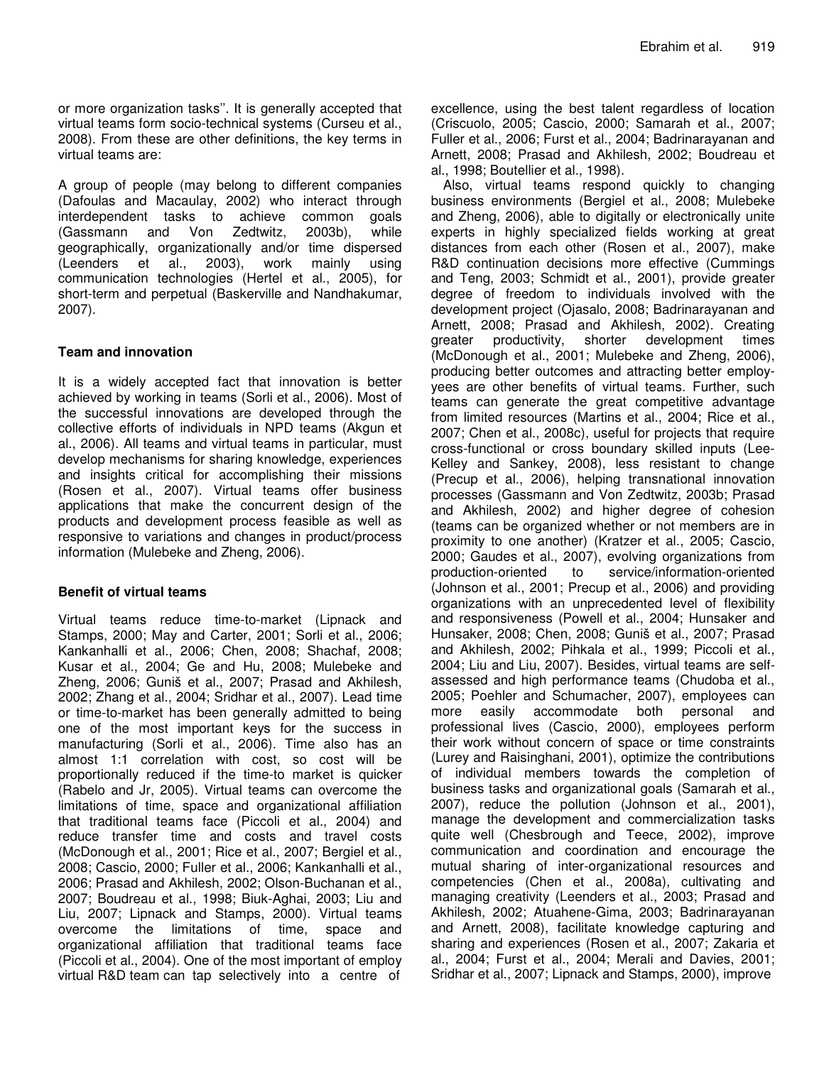or more organization tasks''. It is generally accepted that virtual teams form socio-technical systems (Curseu et al., 2008). From these are other definitions, the key terms in virtual teams are:

A group of people (may belong to different companies (Dafoulas and Macaulay, 2002) who interact through interdependent tasks to achieve common goals (Gassmann and Von Zedtwitz, 2003b), while geographically, organizationally and/or time dispersed (Leenders et al., 2003), work mainly using communication technologies (Hertel et al., 2005), for short-term and perpetual (Baskerville and Nandhakumar, 2007).

### Team and innovation

It is a widely accepted fact that innovation is better achieved by working in teams (Sorli et al., 2006). Most of the successful innovations are developed through the collective efforts of individuals in NPD teams (Akgun et al., 2006). All teams and virtual teams in particular, must develop mechanisms for sharing knowledge, experiences and insights critical for accomplishing their missions (Rosen et al., 2007). Virtual teams offer business applications that make the concurrent design of the products and development process feasible as well as responsive to variations and changes in product/process information (Mulebeke and Zheng, 2006).

### Benefit of virtual teams

Virtual teams reduce time-to-market (Lipnack and Stamps, 2000; May and Carter, 2001; Sorli et al., 2006; Kankanhalli et al., 2006; Chen, 2008; Shachaf, 2008; Kusar et al., 2004; Ge and Hu, 2008; Mulebeke and Zheng, 2006; Guniš et al., 2007; Prasad and Akhilesh, 2002; Zhang et al., 2004; Sridhar et al., 2007). Lead time or time-to-market has been generally admitted to being one of the most important keys for the success in manufacturing (Sorli et al., 2006). Time also has an almost 1:1 correlation with cost, so cost will be proportionally reduced if the time-to market is quicker (Rabelo and Jr, 2005). Virtual teams can overcome the limitations of time, space and organizational affiliation that traditional teams face (Piccoli et al., 2004) and reduce transfer time and costs and travel costs (McDonough et al., 2001; Rice et al., 2007; Bergiel et al., 2008; Cascio, 2000; Fuller et al., 2006; Kankanhalli et al., 2006; Prasad and Akhilesh, 2002; Olson-Buchanan et al., 2007; Boudreau et al., 1998; Biuk-Aghai, 2003; Liu and Liu, 2007; Lipnack and Stamps, 2000). Virtual teams overcome the limitations of time, space and organizational affiliation that traditional teams face (Piccoli et al., 2004). One of the most important of employ virtual R&D team can tap selectively into a centre of excellence, using the best talent regardless of location (Criscuolo, 2005; Cascio, 2000; Samarah et al., 2007; Fuller et al., 2006; Furst et al., 2004; Badrinarayanan and Arnett, 2008; Prasad and Akhilesh, 2002; Boudreau et al., 1998; Boutellier et al., 1998).

Also, virtual teams respond quickly to changing business environments (Bergiel et al., 2008; Mulebeke and Zheng, 2006), able to digitally or electronically unite experts in highly specialized fields working at great distances from each other (Rosen et al., 2007), make R&D continuation decisions more effective (Cummings and Teng, 2003; Schmidt et al., 2001), provide greater degree of freedom to individuals involved with the development project (Ojasalo, 2008; Badrinarayanan and Arnett, 2008; Prasad and Akhilesh, 2002). Creating greater productivity, shorter development times (McDonough et al., 2001; Mulebeke and Zheng, 2006), producing better outcomes and attracting better employees are other benefits of virtual teams. Further, such teams can generate the great competitive advantage from limited resources (Martins et al., 2004; Rice et al., 2007; Chen et al., 2008c), useful for projects that require cross-functional or cross boundary skilled inputs (Lee-Kelley and Sankey, 2008), less resistant to change (Precup et al., 2006), helping transnational innovation processes (Gassmann and Von Zedtwitz, 2003b; Prasad and Akhilesh, 2002) and higher degree of cohesion (teams can be organized whether or not members are in proximity to one another) (Kratzer et al., 2005; Cascio, 2000; Gaudes et al., 2007), evolving organizations from production-oriented to service/information-oriented (Johnson et al., 2001; Precup et al., 2006) and providing organizations with an unprecedented level of flexibility and responsiveness (Powell et al., 2004; Hunsaker and Hunsaker, 2008; Chen, 2008; Guniš et al., 2007; Prasad and Akhilesh, 2002; Pihkala et al., 1999; Piccoli et al., 2004; Liu and Liu, 2007). Besides, virtual teams are self-assessed and high performance teams (Chudoba et al., 2005; Poehler and Schumacher, 2007), employees can more easily accommodate both personal and professional lives (Cascio, 2000), employees perform their work without concern of space or time constraints (Lurey and Raisinghani, 2001), optimize the contributions of individual members towards the completion of business tasks and organizational goals (Samarah et al., 2007), reduce the pollution (Johnson et al., 2001), manage the development and commercialization tasks quite well (Chesbrough and Teece, 2002), improve communication and coordination and encourage the mutual sharing of inter-organizational resources and competencies (Chen et al., 2008a), cultivating and managing creativity (Leenders et al., 2003; Prasad and Akhilesh, 2002; Atuahene-Gima, 2003; Badrinarayanan and Arnett, 2008), facilitate knowledge capturing and sharing and experiences (Rosen et al., 2007; Zakaria et al., 2004; Furst et al., 2004; Merali and Davies, 2001; Sridhar et al., 2007; Lipnack and Stamps, 2000), improve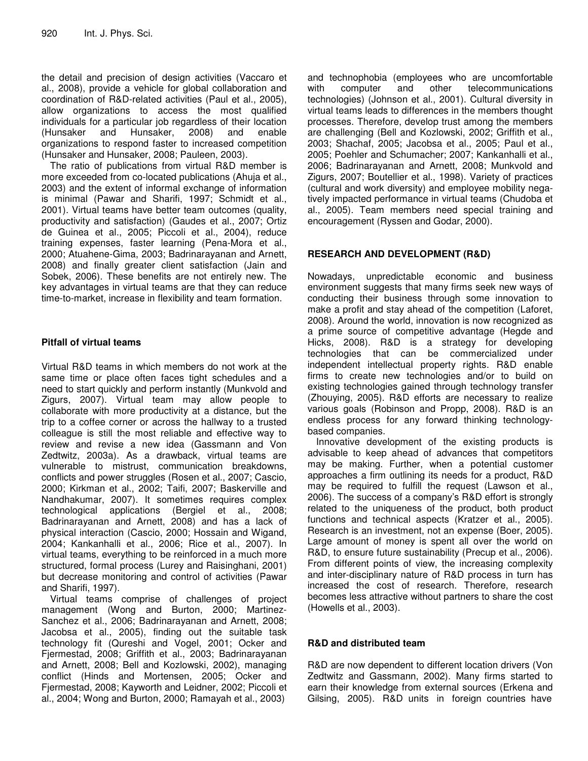the detail and precision of design activities (Vaccaro et al., 2008), provide a vehicle for global collaboration and coordination of R&D-related activities (Paul et al., 2005), allow organizations to access the most qualified individuals for a particular job regardless of their location (Hunsaker and Hunsaker, 2008) and enable organizations to respond faster to increased competition (Hunsaker and Hunsaker, 2008; Pauleen, 2003).

The ratio of publications from virtual R&D member is more exceeded from co-located publications (Ahuja et al., 2003) and the extent of informal exchange of information is minimal (Pawar and Sharifi, 1997; Schmidt et al., 2001). Virtual teams have better team outcomes (quality, productivity and satisfaction) (Gaudes et al., 2007; Ortiz de Guinea et al., 2005; Piccoli et al., 2004), reduce training expenses, faster learning (Pena-Mora et al., 2000; Atuahene-Gima, 2003; Badrinarayanan and Arnett, 2008) and finally greater client satisfaction (Jain and Sobek, 2006). These benefits are not entirely new. The key advantages in virtual teams are that they can reduce time-to-market, increase in flexibility and team formation.

### Pitfall of virtual teams

Virtual R&D teams in which members do not work at the same time or place often faces tight schedules and a need to start quickly and perform instantly (Munkvold and Zigurs, 2007). Virtual team may allow people to collaborate with more productivity at a distance, but the trip to a coffee corner or across the hallway to a trusted colleague is still the most reliable and effective way to review and revise a new idea (Gassmann and Von Zedtwitz, 2003a). As a drawback, virtual teams are vulnerable to mistrust, communication breakdowns, conflicts and power struggles (Rosen et al., 2007; Cascio, 2000; Kirkman et al., 2002; Taifi, 2007; Baskerville and Nandhakumar, 2007). It sometimes requires complex technological applications (Bergiel et al., 2008; Badrinarayanan and Arnett, 2008) and has a lack of physical interaction (Cascio, 2000; Hossain and Wigand, 2004; Kankanhalli et al., 2006; Rice et al., 2007). In virtual teams, everything to be reinforced in a much more structured, formal process (Lurey and Raisinghani, 2001) but decrease monitoring and control of activities (Pawar and Sharifi, 1997).

Virtual teams comprise of challenges of project management (Wong and Burton, 2000; Martinez-Sanchez et al., 2006; Badrinarayanan and Arnett, 2008; Jacobsa et al., 2005), finding out the suitable task technology fit (Qureshi and Vogel, 2001; Ocker and Fjermestad, 2008; Griffith et al., 2003; Badrinarayanan and Arnett, 2008; Bell and Kozlowski, 2002), managing conflict (Hinds and Mortensen, 2005; Ocker and Fjermestad, 2008; Kayworth and Leidner, 2002; Piccoli et al., 2004; Wong and Burton, 2000; Ramayah et al., 2003) and technophobia (employees who are uncomfortable with computer and other telecommunications technologies) (Johnson et al., 2001). Cultural diversity in virtual teams leads to differences in the members thought processes. Therefore, develop trust among the members are challenging (Bell and Kozlowski, 2002; Griffith et al., 2003; Shachaf, 2005; Jacobsa et al., 2005; Paul et al., 2005; Poehler and Schumacher; 2007; Kankanhalli et al., 2006; Badrinarayanan and Arnett, 2008; Munkvold and Zigurs, 2007; Boutellier et al., 1998). Variety of practices (cultural and work diversity) and employee mobility negatively impacted performance in virtual teams (Chudoba et al., 2005). Team members need special training and encouragement (Ryssen and Godar, 2000).

## RESEARCH AND DEVELOPMENT (R&D)

Nowadays, unpredictable economic and business environment suggests that many firms seek new ways of conducting their business through some innovation to make a profit and stay ahead of the competition (Laforet, 2008). Around the world, innovation is now recognized as a prime source of competitive advantage (Hegde and Hicks, 2008). R&D is a strategy for developing technologies that can be commercialized under independent intellectual property rights. R&D enable firms to create new technologies and/or to build on existing technologies gained through technology transfer (Zhouying, 2005). R&D efforts are necessary to realize various goals (Robinson and Propp, 2008). R&D is an endless process for any forward thinking technology-based companies.

Innovative development of the existing products is advisable to keep ahead of advances that competitors may be making. Further, when a potential customer approaches a firm outlining its needs for a product, R&D may be required to fulfill the request (Lawson et al., 2006). The success of a company's R&D effort is strongly related to the uniqueness of the product, both product functions and technical aspects (Kratzer et al., 2005). Research is an investment, not an expense (Boer, 2005). Large amount of money is spent all over the world on R&D, to ensure future sustainability (Precup et al., 2006). From different points of view, the increasing complexity and inter-disciplinary nature of R&D process in turn has increased the cost of research. Therefore, research becomes less attractive without partners to share the cost (Howells et al., 2003).

### R&D and distributed team

R&D are now dependent to different location drivers (Von Zedtwitz and Gassmann, 2002). Many firms started to earn their knowledge from external sources (Erkena and Gilsing, 2005). R&D units in foreign countries have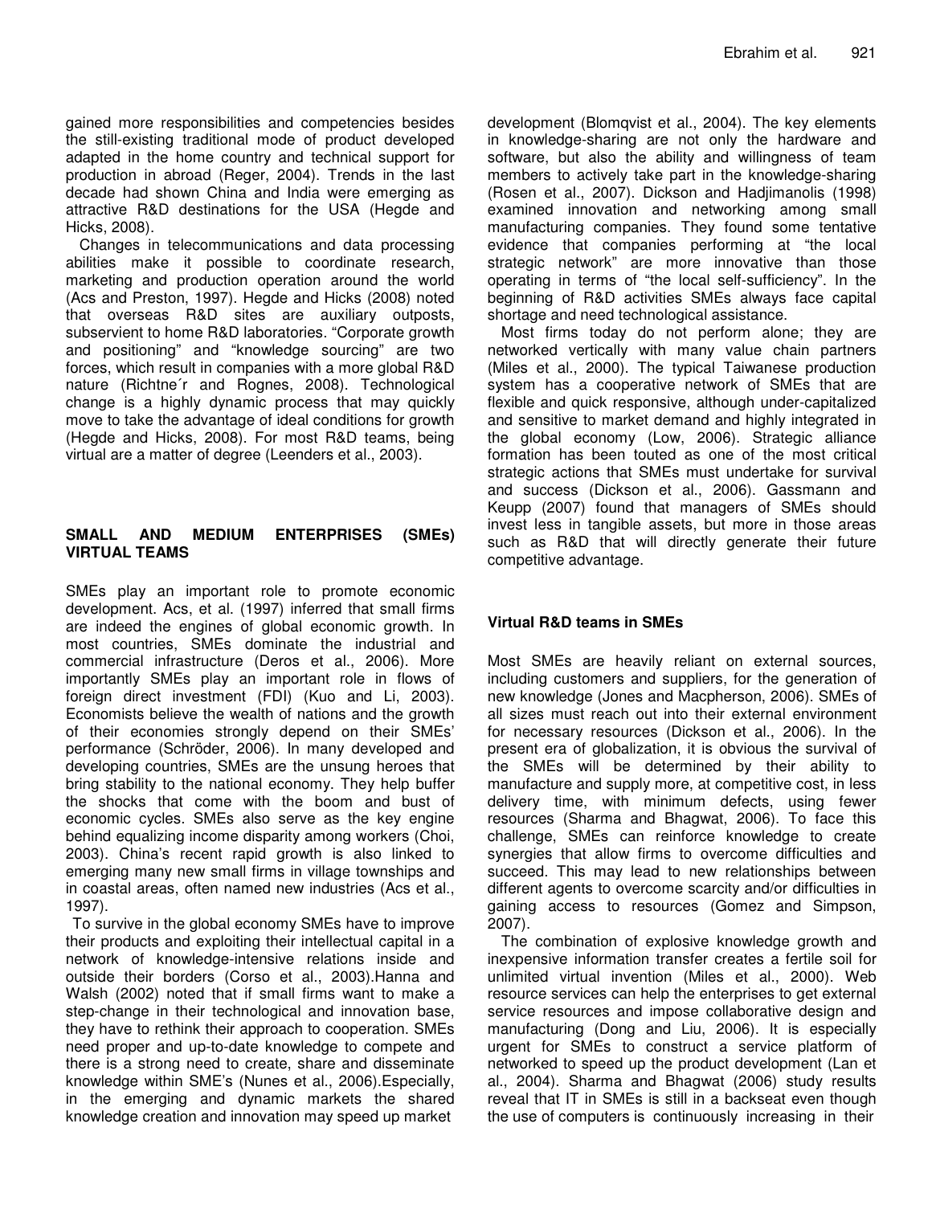gained more responsibilities and competencies besides the still-existing traditional mode of product developed adapted in the home country and technical support for production in abroad (Reger, 2004). Trends in the last decade had shown China and India were emerging as attractive R&D destinations for the USA (Hegde and Hicks, 2008).

Changes in telecommunications and data processing abilities make it possible to coordinate research, marketing and production operation around the world (Acs and Preston, 1997). Hegde and Hicks (2008) noted that overseas R&D sites are auxiliary outposts, subservient to home R&D laboratories. "Corporate growth and positioning" and "knowledge sourcing" are two forces, which result in companies with a more global R&D nature (Richtne´r and Rognes, 2008). Technological change is a highly dynamic process that may quickly move to take the advantage of ideal conditions for growth (Hegde and Hicks, 2008). For most R&D teams, being virtual are a matter of degree (Leenders et al., 2003).

## SMALL AND MEDIUM ENTERPRISES (SMEs) VIRTUAL TEAMS

SMEs play an important role to promote economic development. Acs, et al. (1997) inferred that small firms are indeed the engines of global economic growth. In most countries, SMEs dominate the industrial and commercial infrastructure (Deros et al., 2006). More importantly SMEs play an important role in flows of foreign direct investment (FDI) (Kuo and Li, 2003). Economists believe the wealth of nations and the growth of their economies strongly depend on their SMEs' performance (Schröder, 2006). In many developed and developing countries, SMEs are the unsung heroes that bring stability to the national economy. They help buffer the shocks that come with the boom and bust of economic cycles. SMEs also serve as the key engine behind equalizing income disparity among workers (Choi, 2003). China's recent rapid growth is also linked to emerging many new small firms in village townships and in coastal areas, often named new industries (Acs et al., 1997).

To survive in the global economy SMEs have to improve their products and exploiting their intellectual capital in a network of knowledge-intensive relations inside and outside their borders (Corso et al., 2003).Hanna and Walsh (2002) noted that if small firms want to make a step-change in their technological and innovation base, they have to rethink their approach to cooperation. SMEs need proper and up-to-date knowledge to compete and there is a strong need to create, share and disseminate knowledge within SME's (Nunes et al., 2006).Especially, in the emerging and dynamic markets the shared knowledge creation and innovation may speed up market development (Blomqvist et al., 2004). The key elements in knowledge-sharing are not only the hardware and software, but also the ability and willingness of team members to actively take part in the knowledge-sharing (Rosen et al., 2007). Dickson and Hadjimanolis (1998) examined innovation and networking among small manufacturing companies. They found some tentative evidence that companies performing at "the local strategic network" are more innovative than those operating in terms of "the local self-sufficiency". In the beginning of R&D activities SMEs always face capital shortage and need technological assistance.

Most firms today do not perform alone; they are networked vertically with many value chain partners (Miles et al., 2000). The typical Taiwanese production system has a cooperative network of SMEs that are flexible and quick responsive, although under-capitalized and sensitive to market demand and highly integrated in the global economy (Low, 2006). Strategic alliance formation has been touted as one of the most critical strategic actions that SMEs must undertake for survival and success (Dickson et al., 2006). Gassmann and Keupp (2007) found that managers of SMEs should invest less in tangible assets, but more in those areas such as R&D that will directly generate their future competitive advantage.

### Virtual R&D teams in SMEs

Most SMEs are heavily reliant on external sources, including customers and suppliers, for the generation of new knowledge (Jones and Macpherson, 2006). SMEs of all sizes must reach out into their external environment for necessary resources (Dickson et al., 2006). In the present era of globalization, it is obvious the survival of the SMEs will be determined by their ability to manufacture and supply more, at competitive cost, in less delivery time, with minimum defects, using fewer resources (Sharma and Bhagwat, 2006). To face this challenge, SMEs can reinforce knowledge to create synergies that allow firms to overcome difficulties and succeed. This may lead to new relationships between different agents to overcome scarcity and/or difficulties in gaining access to resources (Gomez and Simpson, 2007).

The combination of explosive knowledge growth and inexpensive information transfer creates a fertile soil for unlimited virtual invention (Miles et al., 2000). Web resource services can help the enterprises to get external service resources and impose collaborative design and manufacturing (Dong and Liu, 2006). It is especially urgent for SMEs to construct a service platform of networked to speed up the product development (Lan et al., 2004). Sharma and Bhagwat (2006) study results reveal that IT in SMEs is still in a backseat even though the use of computers is continuously increasing in their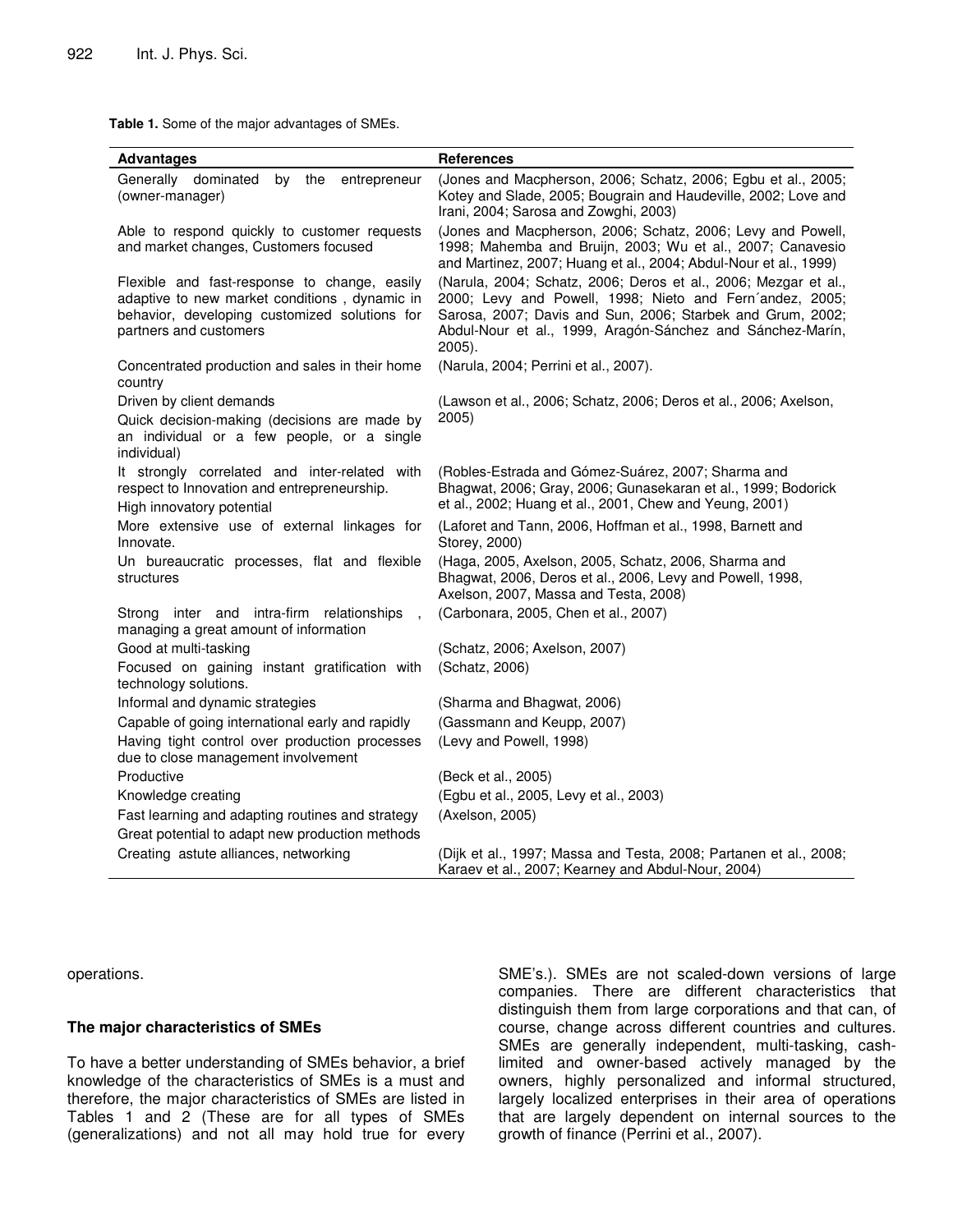**Table 1.** Some of the major advantages of SMEs.

| Advantages | References |
|---|---|
| Generally dominated by the entrepreneur (owner-manager) | (Jones and Macpherson, 2006; Schatz, 2006; Egbu et al., 2005; Kotey and Slade, 2005; Bougrain and Haudeville, 2002; Love and Irani, 2004; Sarosa and Zowghi, 2003) |
| Able to respond quickly to customer requests and market changes, Customers focused | (Jones and Macpherson, 2006; Schatz, 2006; Levy and Powell, 1998; Mahemba and Bruijn, 2003; Wu et al., 2007; Canavesio and Martinez, 2007; Huang et al., 2004; Abdul-Nour et al., 1999) |
| Flexible and fast-response to change, easily adaptive to new market conditions , dynamic in behavior, developing customized solutions for partners and customers | (Narula, 2004; Schatz, 2006; Deros et al., 2006; Mezgar et al., 2000; Levy and Powell, 1998; Nieto and Fern´andez, 2005; Sarosa, 2007; Davis and Sun, 2006; Starbek and Grum, 2002; Abdul-Nour et al., 1999, Aragón-Sánchez and Sánchez-Marín, 2005). |
| Concentrated production and sales in their home country | (Narula, 2004; Perrini et al., 2007). |
| Driven by client demands<br>Quick decision-making (decisions are made by an individual or a few people, or a single individual) | (Lawson et al., 2006; Schatz, 2006; Deros et al., 2006; Axelson, 2005) |
| It strongly correlated and inter-related with respect to Innovation and entrepreneurship.<br>High innovatory potential | (Robles-Estrada and Gómez-Suárez, 2007; Sharma and Bhagwat, 2006; Gray, 2006; Gunasekaran et al., 1999; Bodorick et al., 2002; Huang et al., 2001, Chew and Yeung, 2001) |
| More extensive use of external linkages for Innovate. | (Laforet and Tann, 2006, Hoffman et al., 1998, Barnett and Storey, 2000) |
| Un bureaucratic processes, flat and flexible structures | (Haga, 2005, Axelson, 2005, Schatz, 2006, Sharma and Bhagwat, 2006, Deros et al., 2006, Levy and Powell, 1998, Axelson, 2007, Massa and Testa, 2008) |
| Strong inter and intra-firm relationships , managing a great amount of information | (Carbonara, 2005, Chen et al., 2007) |
| Good at multi-tasking | (Schatz, 2006; Axelson, 2007) |
| Focused on gaining instant gratification with technology solutions. | (Schatz, 2006) |
| Informal and dynamic strategies | (Sharma and Bhagwat, 2006) |
| Capable of going international early and rapidly | (Gassmann and Keupp, 2007) |
| Having tight control over production processes due to close management involvement | (Levy and Powell, 1998) |
| Productive | (Beck et al., 2005) |
| Knowledge creating | (Egbu et al., 2005, Levy et al., 2003) |
| Fast learning and adapting routines and strategy<br>Great potential to adapt new production methods | (Axelson, 2005) |
| Creating astute alliances, networking | (Dijk et al., 1997; Massa and Testa, 2008; Partanen et al., 2008; Karaev et al., 2007; Kearney and Abdul-Nour, 2004) |

operations.

## The major characteristics of SMEs

To have a better understanding of SMEs behavior, a brief knowledge of the characteristics of SMEs is a must and therefore, the major characteristics of SMEs are listed in Tables 1 and 2 (These are for all types of SMEs (generalizations) and not all may hold true for every SME's.). SMEs are not scaled-down versions of large companies. There are different characteristics that distinguish them from large corporations and that can, of course, change across different countries and cultures. SMEs are generally independent, multi-tasking, cash-limited and owner-based actively managed by the owners, highly personalized and informal structured, largely localized enterprises in their area of operations that are largely dependent on internal sources to the growth of finance (Perrini et al., 2007).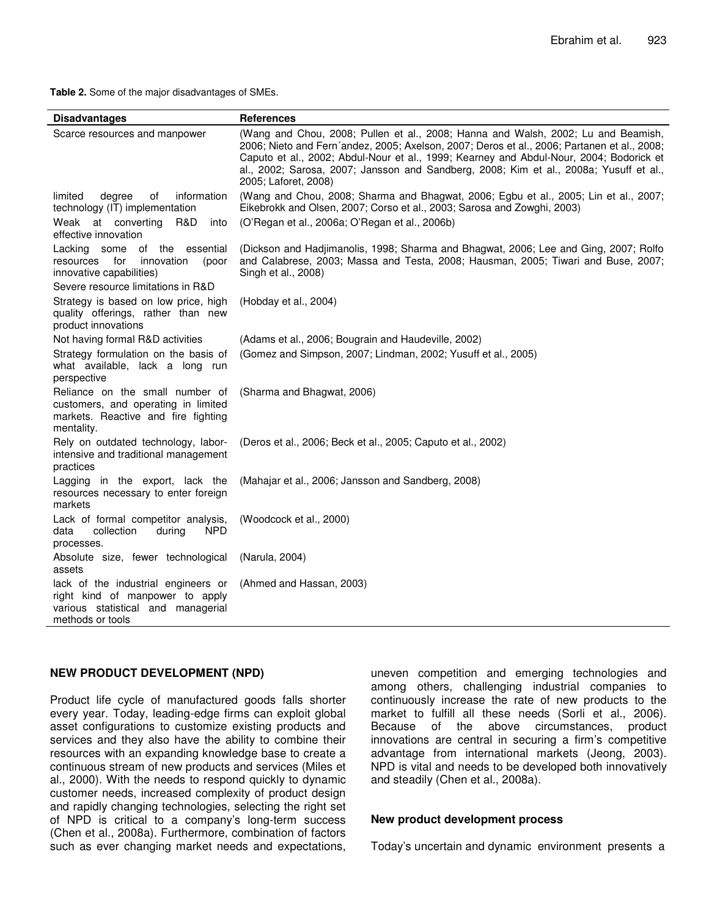**Table 2.** Some of the major disadvantages of SMEs.

| Disadvantages | References |
|---|---|
| Scarce resources and manpower | (Wang and Chou, 2008; Pullen et al., 2008; Hanna and Walsh, 2002; Lu and Beamish, 2006; Nieto and Fern´andez, 2005; Axelson, 2007; Deros et al., 2006; Partanen et al., 2008; Caputo et al., 2002; Abdul-Nour et al., 1999; Kearney and Abdul-Nour, 2004; Bodorick et al., 2002; Sarosa, 2007; Jansson and Sandberg, 2008; Kim et al., 2008a; Yusuff et al., 2005; Laforet, 2008) |
| limited degree of information technology (IT) implementation | (Wang and Chou, 2008; Sharma and Bhagwat, 2006; Egbu et al., 2005; Lin et al., 2007; Eikebrokk and Olsen, 2007; Corso et al., 2003; Sarosa and Zowghi, 2003) |
| Weak at converting R&D into effective innovation | (O'Regan et al., 2006a; O'Regan et al., 2006b) |
| Lacking some of the essential resources for innovation (poor innovative capabilities) | (Dickson and Hadjimanolis, 1998; Sharma and Bhagwat, 2006; Lee and Ging, 2007; Rolfo and Calabrese, 2003; Massa and Testa, 2008; Hausman, 2005; Tiwari and Buse, 2007; Singh et al., 2008) |
| Severe resource limitations in R&D | |
| Strategy is based on low price, high quality offerings, rather than new product innovations | (Hobday et al., 2004) |
| Not having formal R&D activities | (Adams et al., 2006; Bougrain and Haudeville, 2002) |
| Strategy formulation on the basis of what available, lack a long run perspective | (Gomez and Simpson, 2007; Lindman, 2002; Yusuff et al., 2005) |
| Reliance on the small number of customers, and operating in limited markets. Reactive and fire fighting mentality. | (Sharma and Bhagwat, 2006) |
| Rely on outdated technology, labor-intensive and traditional management practices | (Deros et al., 2006; Beck et al., 2005; Caputo et al., 2002) |
| Lagging in the export, lack the resources necessary to enter foreign markets | (Mahajar et al., 2006; Jansson and Sandberg, 2008) |
| Lack of formal competitor analysis, data collection during NPD processes. | (Woodcock et al., 2000) |
| Absolute size, fewer technological assets | (Narula, 2004) |
| lack of the industrial engineers or right kind of manpower to apply various statistical and managerial methods or tools | (Ahmed and Hassan, 2003) |

## NEW PRODUCT DEVELOPMENT (NPD)

Product life cycle of manufactured goods falls shorter every year. Today, leading-edge firms can exploit global asset configurations to customize existing products and services and they also have the ability to combine their resources with an expanding knowledge base to create a continuous stream of new products and services (Miles et al., 2000). With the needs to respond quickly to dynamic customer needs, increased complexity of product design and rapidly changing technologies, selecting the right set of NPD is critical to a company's long-term success (Chen et al., 2008a). Furthermore, combination of factors such as ever changing market needs and expectations, uneven competition and emerging technologies and among others, challenging industrial companies to continuously increase the rate of new products to the market to fulfill all these needs (Sorli et al., 2006). Because of the above circumstances, product innovations are central in securing a firm's competitive advantage from international markets (Jeong, 2003). NPD is vital and needs to be developed both innovatively and steadily (Chen et al., 2008a).

### New product development process

Today's uncertain and dynamic environment presents a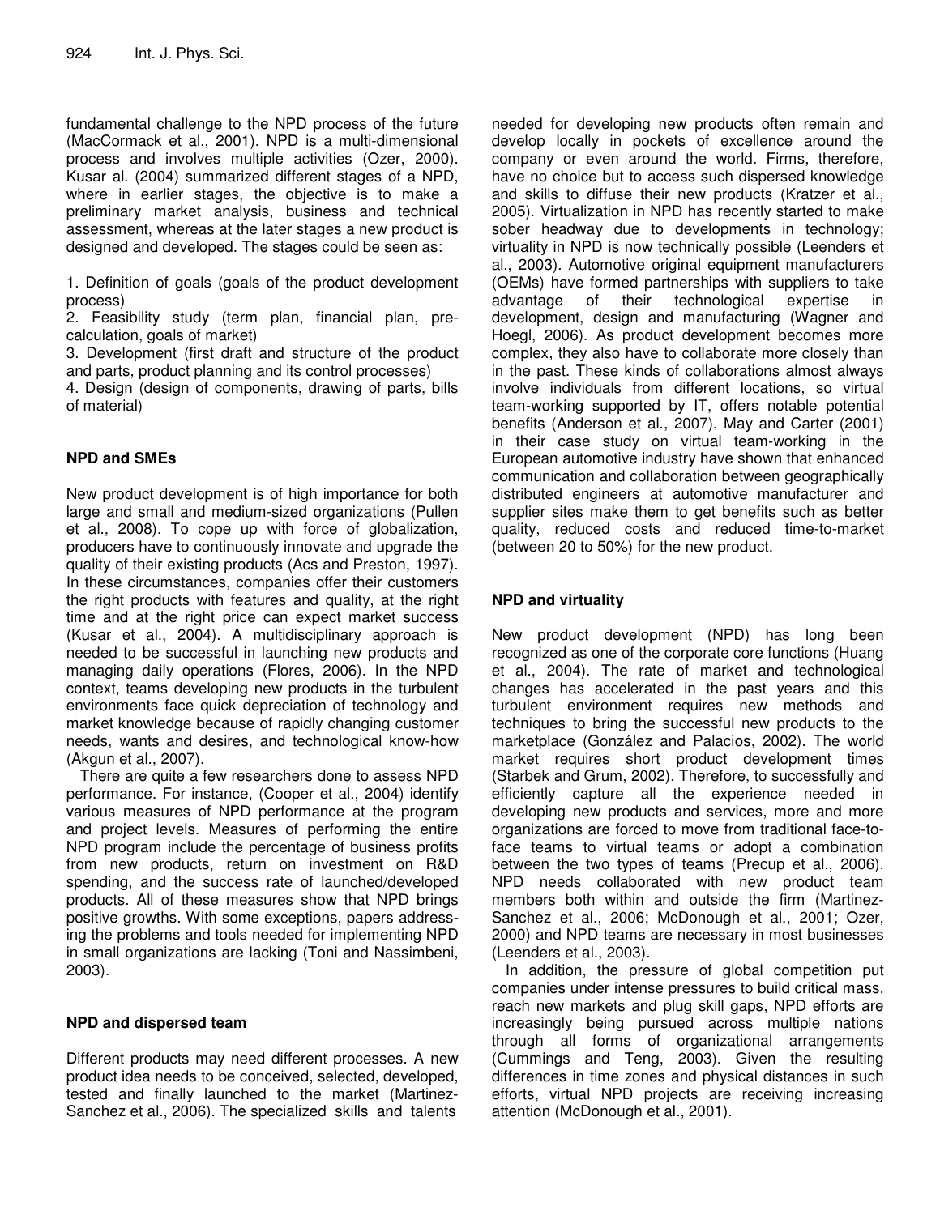fundamental challenge to the NPD process of the future (MacCormack et al., 2001). NPD is a multi-dimensional process and involves multiple activities (Ozer, 2000). Kusar al. (2004) summarized different stages of a NPD, where in earlier stages, the objective is to make a preliminary market analysis, business and technical assessment, whereas at the later stages a new product is designed and developed. The stages could be seen as:

1. Definition of goals (goals of the product development process)
2. Feasibility study (term plan, financial plan, pre-calculation, goals of market)
3. Development (first draft and structure of the product and parts, product planning and its control processes)
4. Design (design of components, drawing of parts, bills of material)

## NPD and SMEs

New product development is of high importance for both large and small and medium-sized organizations (Pullen et al., 2008). To cope up with force of globalization, producers have to continuously innovate and upgrade the quality of their existing products (Acs and Preston, 1997). In these circumstances, companies offer their customers the right products with features and quality, at the right time and at the right price can expect market success (Kusar et al., 2004). A multidisciplinary approach is needed to be successful in launching new products and managing daily operations (Flores, 2006). In the NPD context, teams developing new products in the turbulent environments face quick depreciation of technology and market knowledge because of rapidly changing customer needs, wants and desires, and technological know-how (Akgun et al., 2007).

There are quite a few researchers done to assess NPD performance. For instance, (Cooper et al., 2004) identify various measures of NPD performance at the program and project levels. Measures of performing the entire NPD program include the percentage of business profits from new products, return on investment on R&D spending, and the success rate of launched/developed products. All of these measures show that NPD brings positive growths. With some exceptions, papers addressing the problems and tools needed for implementing NPD in small organizations are lacking (Toni and Nassimbeni, 2003).

## NPD and dispersed team

Different products may need different processes. A new product idea needs to be conceived, selected, developed, tested and finally launched to the market (Martinez-Sanchez et al., 2006). The specialized skills and talents needed for developing new products often remain and develop locally in pockets of excellence around the company or even around the world. Firms, therefore, have no choice but to access such dispersed knowledge and skills to diffuse their new products (Kratzer et al., 2005). Virtualization in NPD has recently started to make sober headway due to developments in technology; virtuality in NPD is now technically possible (Leenders et al., 2003). Automotive original equipment manufacturers (OEMs) have formed partnerships with suppliers to take advantage of their technological expertise in development, design and manufacturing (Wagner and Hoegl, 2006). As product development becomes more complex, they also have to collaborate more closely than in the past. These kinds of collaborations almost always involve individuals from different locations, so virtual team-working supported by IT, offers notable potential benefits (Anderson et al., 2007). May and Carter (2001) in their case study on virtual team-working in the European automotive industry have shown that enhanced communication and collaboration between geographically distributed engineers at automotive manufacturer and supplier sites make them to get benefits such as better quality, reduced costs and reduced time-to-market (between 20 to 50%) for the new product.

## NPD and virtuality

New product development (NPD) has long been recognized as one of the corporate core functions (Huang et al., 2004). The rate of market and technological changes has accelerated in the past years and this turbulent environment requires new methods and techniques to bring the successful new products to the marketplace (González and Palacios, 2002). The world market requires short product development times (Starbek and Grum, 2002). Therefore, to successfully and efficiently capture all the experience needed in developing new products and services, more and more organizations are forced to move from traditional face-to-face teams to virtual teams or adopt a combination between the two types of teams (Precup et al., 2006). NPD needs collaborated with new product team members both within and outside the firm (Martinez-Sanchez et al., 2006; McDonough et al., 2001; Ozer, 2000) and NPD teams are necessary in most businesses (Leenders et al., 2003).

In addition, the pressure of global competition put companies under intense pressures to build critical mass, reach new markets and plug skill gaps, NPD efforts are increasingly being pursued across multiple nations through all forms of organizational arrangements (Cummings and Teng, 2003). Given the resulting differences in time zones and physical distances in such efforts, virtual NPD projects are receiving increasing attention (McDonough et al., 2001).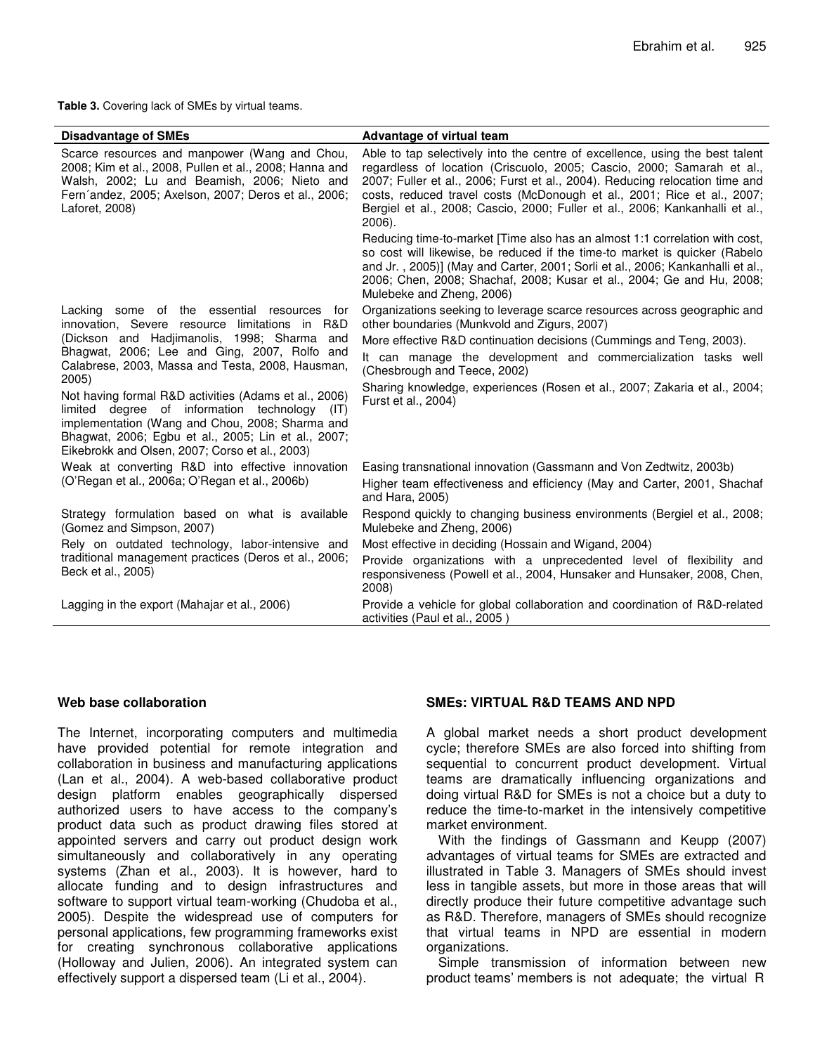**Table 3.** Covering lack of SMEs by virtual teams.

| Disadvantage of SMEs | Advantage of virtual team |
|---|---|
| Scarce resources and manpower (Wang and Chou, 2008; Kim et al., 2008, Pullen et al., 2008; Hanna and Walsh, 2002; Lu and Beamish, 2006; Nieto and Fern´andez, 2005; Axelson, 2007; Deros et al., 2006; Laforet, 2008) | Able to tap selectively into the centre of excellence, using the best talent regardless of location (Criscuolo, 2005; Cascio, 2000; Samarah et al., 2007; Fuller et al., 2006; Furst et al., 2004). Reducing relocation time and costs, reduced travel costs (McDonough et al., 2001; Rice et al., 2007; Bergiel et al., 2008; Cascio, 2000; Fuller et al., 2006; Kankanhalli et al., 2006). |
| | Reducing time-to-market [Time also has an almost 1:1 correlation with cost, so cost will likewise, be reduced if the time-to market is quicker (Rabelo and Jr. , 2005)] (May and Carter, 2001; Sorli et al., 2006; Kankanhalli et al., 2006; Chen, 2008; Shachaf, 2008; Kusar et al., 2004; Ge and Hu, 2008; Mulebeke and Zheng, 2006) |
| Lacking some of the essential resources for innovation, Severe resource limitations in R&D (Dickson and Hadjimanolis, 1998; Sharma and Bhagwat, 2006; Lee and Ging, 2007, Rolfo and Calabrese, 2003, Massa and Testa, 2008, Hausman, 2005) | Organizations seeking to leverage scarce resources across geographic and other boundaries (Munkvold and Zigurs, 2007) |
| | More effective R&D continuation decisions (Cummings and Teng, 2003). |
| | It can manage the development and commercialization tasks well (Chesbrough and Teece, 2002) |
| Not having formal R&D activities (Adams et al., 2006) limited degree of information technology (IT) implementation (Wang and Chou, 2008; Sharma and Bhagwat, 2006; Egbu et al., 2005; Lin et al., 2007; Eikebrokk and Olsen, 2007; Corso et al., 2003) | Sharing knowledge, experiences (Rosen et al., 2007; Zakaria et al., 2004; Furst et al., 2004) |
| Weak at converting R&D into effective innovation (O'Regan et al., 2006a; O'Regan et al., 2006b) | Easing transnational innovation (Gassmann and Von Zedtwitz, 2003b) |
| | Higher team effectiveness and efficiency (May and Carter, 2001, Shachaf and Hara, 2005) |
| Strategy formulation based on what is available (Gomez and Simpson, 2007) | Respond quickly to changing business environments (Bergiel et al., 2008; Mulebeke and Zheng, 2006) |
| Rely on outdated technology, labor-intensive and traditional management practices (Deros et al., 2006; Beck et al., 2005) | Most effective in deciding (Hossain and Wigand, 2004) |
| | Provide organizations with a unprecedented level of flexibility and responsiveness (Powell et al., 2004, Hunsaker and Hunsaker, 2008, Chen, 2008) |
| Lagging in the export (Mahajar et al., 2006) | Provide a vehicle for global collaboration and coordination of R&D-related activities (Paul et al., 2005 ) |

### Web base collaboration

The Internet, incorporating computers and multimedia have provided potential for remote integration and collaboration in business and manufacturing applications (Lan et al., 2004). A web-based collaborative product design platform enables geographically dispersed authorized users to have access to the company's product data such as product drawing files stored at appointed servers and carry out product design work simultaneously and collaboratively in any operating systems (Zhan et al., 2003). It is however, hard to allocate funding and to design infrastructures and software to support virtual team-working (Chudoba et al., 2005). Despite the widespread use of computers for personal applications, few programming frameworks exist for creating synchronous collaborative applications (Holloway and Julien, 2006). An integrated system can effectively support a dispersed team (Li et al., 2004).

## SMEs: VIRTUAL R&D TEAMS AND NPD

A global market needs a short product development cycle; therefore SMEs are also forced into shifting from sequential to concurrent product development. Virtual teams are dramatically influencing organizations and doing virtual R&D for SMEs is not a choice but a duty to reduce the time-to-market in the intensively competitive market environment.

With the findings of Gassmann and Keupp (2007) advantages of virtual teams for SMEs are extracted and illustrated in Table 3. Managers of SMEs should invest less in tangible assets, but more in those areas that will directly produce their future competitive advantage such as R&D. Therefore, managers of SMEs should recognize that virtual teams in NPD are essential in modern organizations.

Simple transmission of information between new product teams' members is not adequate; the virtual R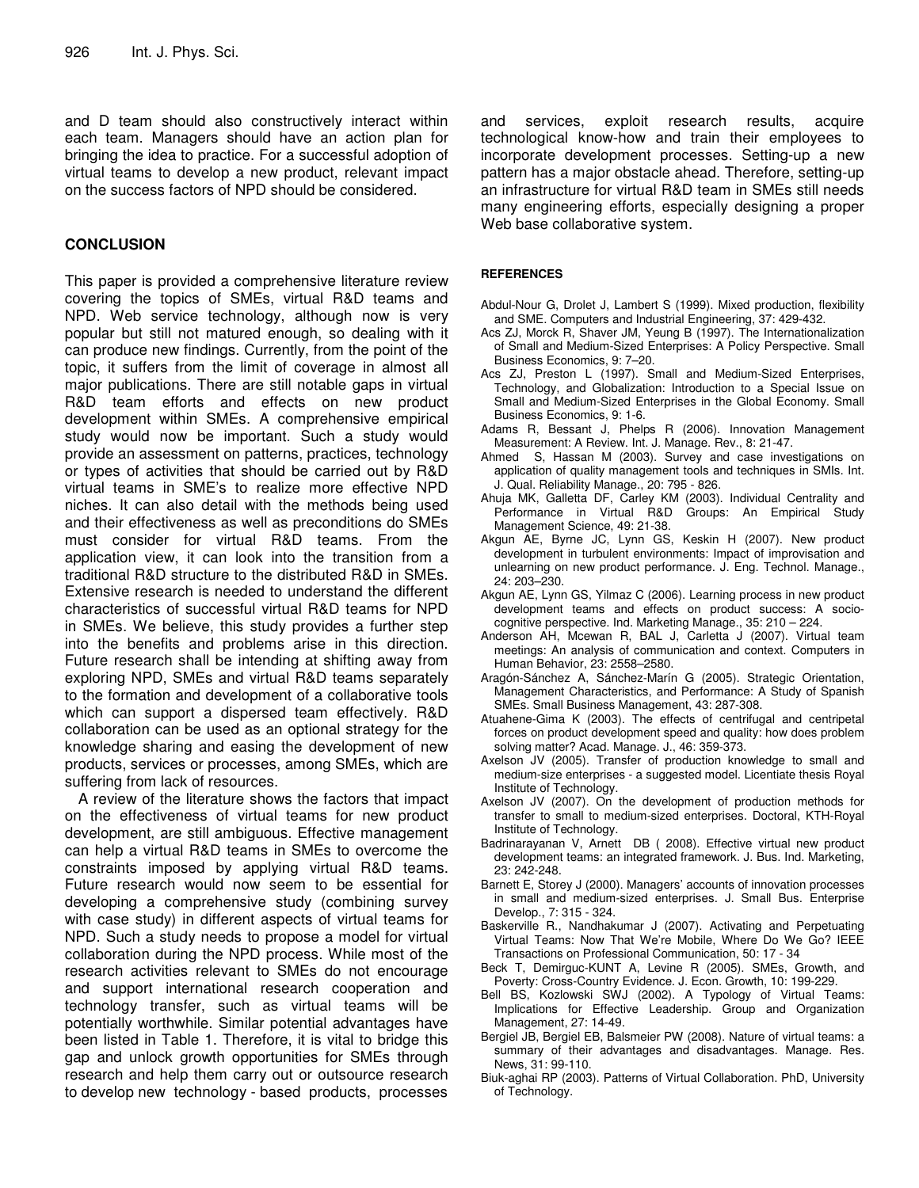and D team should also constructively interact within each team. Managers should have an action plan for bringing the idea to practice. For a successful adoption of virtual teams to develop a new product, relevant impact on the success factors of NPD should be considered.

## CONCLUSION

This paper is provided a comprehensive literature review covering the topics of SMEs, virtual R&D teams and NPD. Web service technology, although now is very popular but still not matured enough, so dealing with it can produce new findings. Currently, from the point of the topic, it suffers from the limit of coverage in almost all major publications. There are still notable gaps in virtual R&D team efforts and effects on new product development within SMEs. A comprehensive empirical study would now be important. Such a study would provide an assessment on patterns, practices, technology or types of activities that should be carried out by R&D virtual teams in SME's to realize more effective NPD niches. It can also detail with the methods being used and their effectiveness as well as preconditions do SMEs must consider for virtual R&D teams. From the application view, it can look into the transition from a traditional R&D structure to the distributed R&D in SMEs. Extensive research is needed to understand the different characteristics of successful virtual R&D teams for NPD in SMEs. We believe, this study provides a further step into the benefits and problems arise in this direction. Future research shall be intending at shifting away from exploring NPD, SMEs and virtual R&D teams separately to the formation and development of a collaborative tools which can support a dispersed team effectively. R&D collaboration can be used as an optional strategy for the knowledge sharing and easing the development of new products, services or processes, among SMEs, which are suffering from lack of resources.

A review of the literature shows the factors that impact on the effectiveness of virtual teams for new product development, are still ambiguous. Effective management can help a virtual R&D teams in SMEs to overcome the constraints imposed by applying virtual R&D teams. Future research would now seem to be essential for developing a comprehensive study (combining survey with case study) in different aspects of virtual teams for NPD. Such a study needs to propose a model for virtual collaboration during the NPD process. While most of the research activities relevant to SMEs do not encourage and support international research cooperation and technology transfer, such as virtual teams will be potentially worthwhile. Similar potential advantages have been listed in Table 1. Therefore, it is vital to bridge this gap and unlock growth opportunities for SMEs through research and help them carry out or outsource research to develop new technology - based products, processes and services, exploit research results, acquire technological know-how and train their employees to incorporate development processes. Setting-up a new pattern has a major obstacle ahead. Therefore, setting-up an infrastructure for virtual R&D team in SMEs still needs many engineering efforts, especially designing a proper Web base collaborative system.

### REFERENCES

Abdul-Nour G, Drolet J, Lambert S (1999). Mixed production, flexibility and SME. Computers and Industrial Engineering, 37: 429-432.

Acs ZJ, Morck R, Shaver JM, Yeung B (1997). The Internationalization of Small and Medium-Sized Enterprises: A Policy Perspective. Small Business Economics, 9: 7–20.

Acs ZJ, Preston L (1997). Small and Medium-Sized Enterprises, Technology, and Globalization: Introduction to a Special Issue on Small and Medium-Sized Enterprises in the Global Economy. Small Business Economics, 9: 1-6.

Adams R, Bessant J, Phelps R (2006). Innovation Management Measurement: A Review. Int. J. Manage. Rev., 8: 21-47.

Ahmed S, Hassan M (2003). Survey and case investigations on application of quality management tools and techniques in SMIs. Int. J. Qual. Reliability Manage., 20: 795 - 826.

Ahuja MK, Galletta DF, Carley KM (2003). Individual Centrality and Performance in Virtual R&D Groups: An Empirical Study Management Science, 49: 21-38.

Akgun AE, Byrne JC, Lynn GS, Keskin H (2007). New product development in turbulent environments: Impact of improvisation and unlearning on new product performance. J. Eng. Technol. Manage., 24: 203–230.

Akgun AE, Lynn GS, Yilmaz C (2006). Learning process in new product development teams and effects on product success: A socio-cognitive perspective. Ind. Marketing Manage., 35: 210 – 224.

Anderson AH, Mcewan R, BAL J, Carletta J (2007). Virtual team meetings: An analysis of communication and context. Computers in Human Behavior, 23: 2558–2580.

Aragón-Sánchez A, Sánchez-Marín G (2005). Strategic Orientation, Management Characteristics, and Performance: A Study of Spanish SMEs. Small Business Management, 43: 287-308.

Atuahene-Gima K (2003). The effects of centrifugal and centripetal forces on product development speed and quality: how does problem solving matter? Acad. Manage. J., 46: 359-373.

Axelson JV (2005). Transfer of production knowledge to small and medium-size enterprises - a suggested model. Licentiate thesis Royal Institute of Technology.

Axelson JV (2007). On the development of production methods for transfer to small to medium-sized enterprises. Doctoral, KTH-Royal Institute of Technology.

Badrinarayanan V, Arnett DB ( 2008). Effective virtual new product development teams: an integrated framework. J. Bus. Ind. Marketing, 23: 242-248.

Barnett E, Storey J (2000). Managers' accounts of innovation processes in small and medium-sized enterprises. J. Small Bus. Enterprise Develop., 7: 315 - 324.

Baskerville R., Nandhakumar J (2007). Activating and Perpetuating Virtual Teams: Now That We're Mobile, Where Do We Go? IEEE Transactions on Professional Communication, 50: 17 - 34

Beck T, Demirguc-KUNT A, Levine R (2005). SMEs, Growth, and Poverty: Cross-Country Evidence. J. Econ. Growth, 10: 199-229.

Bell BS, Kozlowski SWJ (2002). A Typology of Virtual Teams: Implications for Effective Leadership. Group and Organization Management, 27: 14-49.

Bergiel JB, Bergiel EB, Balsmeier PW (2008). Nature of virtual teams: a summary of their advantages and disadvantages. Manage. Res. News, 31: 99-110.

Biuk-aghai RP (2003). Patterns of Virtual Collaboration. PhD, University of Technology.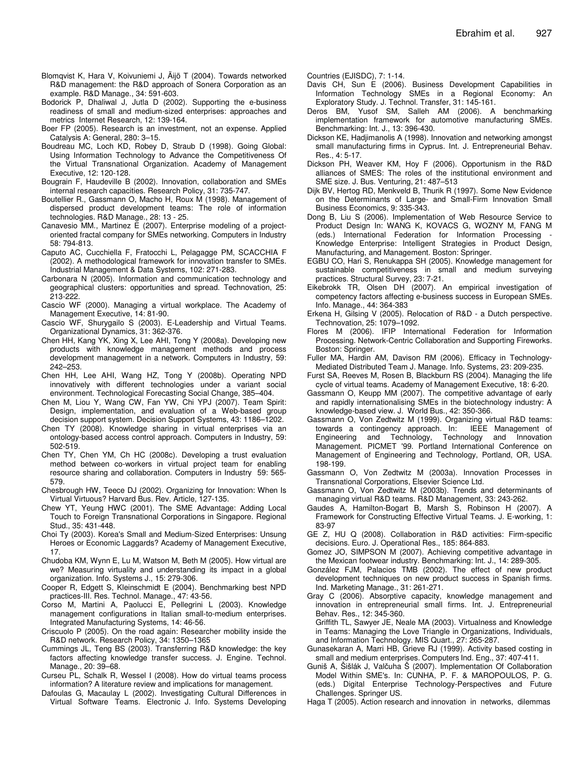Blomqvist K, Hara V, Koivuniemi J, Äijö T (2004). Towards networked R&D management: the R&D approach of Sonera Corporation as an example. R&D Manage., 34: 591-603.

Bodorick P, Dhaliwal J, Jutla D (2002). Supporting the e-business readiness of small and medium-sized enterprises: approaches and metrics Internet Research, 12: 139-164.

Boer FP (2005). Research is an investment, not an expense. Applied Catalysis A: General, 280: 3–15.

Boudreau MC, Loch KD, Robey D, Straub D (1998). Going Global: Using Information Technology to Advance the Competitiveness Of the Virtual Transnational Organization. Academy of Management Executive, 12: 120-128.

Bougrain F, Haudeville B (2002). Innovation, collaboration and SMEs internal research capacities. Research Policy, 31: 735-747.

Boutellier R., Gassmann O, Macho H, Roux M (1998). Management of dispersed product development teams: The role of information technologies. R&D Manage., 28: 13 - 25.

Canavesio MM., Martinez E (2007). Enterprise modeling of a project-oriented fractal company for SMEs networking. Computers in Industry 58: 794-813.

Caputo AC, Cucchiella F, Fratocchi L, Pelagagge PM, SCACCHIA F (2002). A methodological framework for innovation transfer to SMEs. Industrial Management & Data Systems, 102: 271-283.

Carbonara N (2005). Information and communication technology and geographical clusters: opportunities and spread. Technovation, 25: 213-222.

Cascio WF (2000). Managing a virtual workplace. The Academy of Management Executive, 14: 81-90.

Cascio WF, Shurygailo S (2003). E-Leadership and Virtual Teams. Organizational Dynamics, 31: 362-376.

Chen HH, Kang YK, Xing X, Lee AHI, Tong Y (2008a). Developing new products with knowledge management methods and process development management in a network. Computers in Industry, 59: 242–253.

Chen HH, Lee AHI, Wang HZ, Tong Y (2008b). Operating NPD innovatively with different technologies under a variant social environment. Technological Forecasting Social Change, 385–404.

Chen M, Liou Y, Wang CW, Fan YW, Chi YPJ (2007). Team Spirit: Design, implementation, and evaluation of a Web-based group decision support system. Decision Support Systems, 43: 1186–1202.

Chen TY (2008). Knowledge sharing in virtual enterprises via an ontology-based access control approach. Computers in Industry, 59: 502-519.

Chen TY, Chen YM, Ch HC (2008c). Developing a trust evaluation method between co-workers in virtual project team for enabling resource sharing and collaboration. Computers in Industry 59: 565-579.

Chesbrough HW, Teece DJ (2002). Organizing for Innovation: When Is Virtual Virtuous? Harvard Bus. Rev. Article, 127-135.

Chew YT, Yeung HWC (2001). The SME Advantage: Adding Local Touch to Foreign Transnational Corporations in Singapore. Regional Stud., 35: 431-448.

Choi Ty (2003). Korea's Small and Medium-Sized Enterprises: Unsung Heroes or Economic Laggards? Academy of Management Executive, 17.

Chudoba KM, Wynn E, Lu M, Watson M, Beth M (2005). How virtual are we? Measuring virtuality and understanding its impact in a global organization. Info. Systems J., 15: 279-306.

Cooper R, Edgett S, Kleinschmidt E (2004). Benchmarking best NPD practices-III. Res. Technol. Manage., 47: 43-56.

Corso M, Martini A, Paolucci E, Pellegrini L (2003). Knowledge management configurations in Italian small-to-medium enterprises. Integrated Manufacturing Systems, 14: 46-56.

Criscuolo P (2005). On the road again: Researcher mobility inside the R&D network. Research Policy, 34: 1350–1365

Cummings JL, Teng BS (2003). Transferring R&D knowledge: the key factors affecting knowledge transfer success. J. Engine. Technol. Manage., 20: 39–68.

Curseu PL, Schalk R, Wessel I (2008). How do virtual teams process information? A literature review and implications for management.

Dafoulas G, Macaulay L (2002). Investigating Cultural Differences in Virtual Software Teams. Electronic J. Info. Systems Developing Countries (EJISDC), 7: 1-14.

Davis CH, Sun E (2006). Business Development Capabilities in Information Technology SMEs in a Regional Economy: An Exploratory Study. J. Technol. Transfer, 31: 145-161.

Deros BM, Yusof SM, Salleh AM (2006). A benchmarking implementation framework for automotive manufacturing SMEs. Benchmarking: Int. J., 13: 396-430.

Dickson KE, Hadjimanolis A (1998). Innovation and networking amongst small manufacturing firms in Cyprus. Int. J. Entrepreneurial Behav. Res., 4: 5-17.

Dickson PH, Weaver KM, Hoy F (2006). Opportunism in the R&D alliances of SMES: The roles of the institutional environment and SME size. J. Bus. Venturing, 21: 487–513

Dijk BV, Hertog RD, Menkveld B, Thurik R (1997). Some New Evidence on the Determinants of Large- and Small-Firm Innovation Small Business Economics, 9: 335-343.

Dong B, Liu S (2006). Implementation of Web Resource Service to Product Design In: WANG K, KOVACS G, WOZNY M, FANG M (eds.) International Federation for Information Processing - Knowledge Enterprise: Intelligent Strategies in Product Design, Manufacturing, and Management. Boston: Springer.

EGBU CO, Hari S, Renukappa SH (2005). Knowledge management for sustainable competitiveness in small and medium surveying practices. Structural Survey, 23: 7-21.

Eikebrokk TR, Olsen DH (2007). An empirical investigation of competency factors affecting e-business success in European SMEs. Info. Manage., 44: 364-383

Erkena H, Gilsing V (2005). Relocation of R&D - a Dutch perspective. Technovation, 25: 1079–1092.

Flores M (2006). IFIP International Federation for Information Processing. Network-Centric Collaboration and Supporting Fireworks. Boston: Springer.

Fuller MA, Hardin AM, Davison RM (2006). Efficacy in Technology-Mediated Distributed Team J. Manage. Info. Systems, 23: 209-235.

Furst SA, Reeves M, Rosen B, Blackburn RS (2004). Managing the life cycle of virtual teams. Academy of Management Executive, 18: 6-20.

Gassmann O, Keupp MM (2007). The competitive advantage of early and rapidly internationalising SMEs in the biotechnology industry: A knowledge-based view. J. World Bus., 42: 350-366.

Gassmann O, Von Zedtwitz M (1999). Organizing virtual R&D teams: towards a contingency approach. In: IEEE Management of Engineering and Technology, Technology and Innovation Management. PICMET '99. Portland International Conference on Management of Engineering and Technology, Portland, OR, USA. 198-199.

Gassmann O, Von Zedtwitz M (2003a). Innovation Processes in Transnational Corporations, Elsevier Science Ltd.

Gassmann O, Von Zedtwitz M (2003b). Trends and determinants of managing virtual R&D teams. R&D Management, 33: 243-262.

Gaudes A, Hamilton-Bogart B, Marsh S, Robinson H (2007). A Framework for Constructing Effective Virtual Teams. J. E-working, 1: 83-97

GE Z, HU Q (2008). Collaboration in R&D activities: Firm-specific decisions. Euro. J. Operational Res., 185: 864-883.

Gomez JO, SIMPSON M (2007). Achieving competitive advantage in the Mexican footwear industry. Benchmarking: Int. J., 14: 289-305.

González FJM, Palacios TMB (2002). The effect of new product development techniques on new product success in Spanish firms. Ind. Marketing Manage., 31: 261-271.

Gray C (2006). Absorptive capacity, knowledge management and innovation in entrepreneurial small firms. Int. J. Entrepreneurial Behav. Res., 12: 345-360.

Griffith TL, Sawyer JE, Neale MA (2003). Virtualness and Knowledge in Teams: Managing the Love Triangle in Organizations, Individuals, and Information Technology. MIS Quart., 27: 265-287.

Gunasekaran A, Marri HB, Grieve RJ (1999). Activity based costing in small and medium enterprises. Computers Ind. Eng., 37: 407-411.

Guniš A, Šišlák J, Valčuha Š (2007). Implementation Of Collaboration Model Within SME's. In: CUNHA, P. F. & MAROPOULOS, P. G. (eds.) Digital Enterprise Technology-Perspectives and Future Challenges. Springer US.

Haga T (2005). Action research and innovation in networks, dilemmas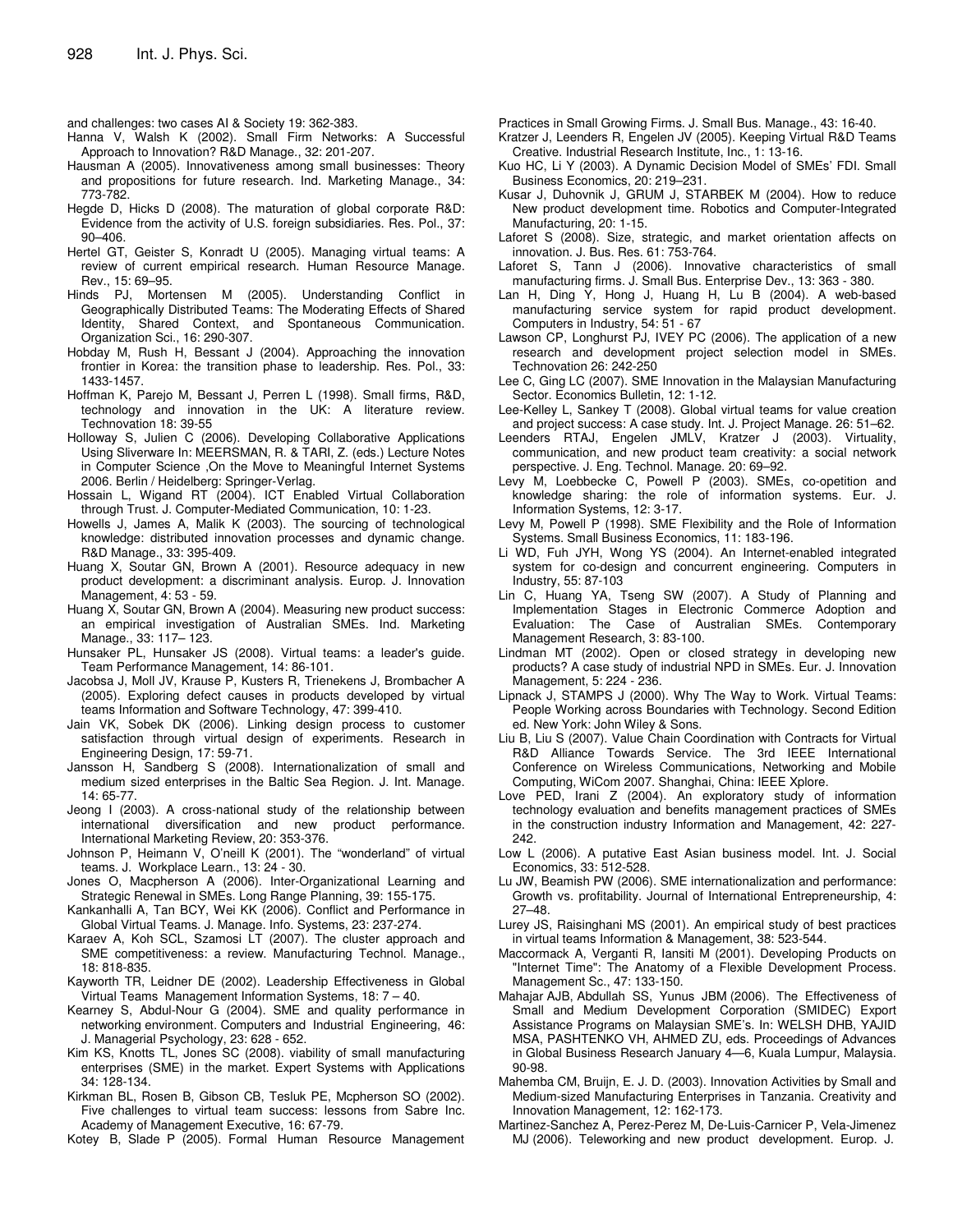and challenges: two cases AI & Society 19: 362-383.

Hanna V, Walsh K (2002). Small Firm Networks: A Successful Approach to Innovation? R&D Manage., 32: 201-207.

Hausman A (2005). Innovativeness among small businesses: Theory and propositions for future research. Ind. Marketing Manage., 34: 773-782.

Hegde D, Hicks D (2008). The maturation of global corporate R&D: Evidence from the activity of U.S. foreign subsidiaries. Res. Pol., 37: 90–406.

Hertel GT, Geister S, Konradt U (2005). Managing virtual teams: A review of current empirical research. Human Resource Manage. Rev., 15: 69–95.

Hinds PJ, Mortensen M (2005). Understanding Conflict in Geographically Distributed Teams: The Moderating Effects of Shared Identity, Shared Context, and Spontaneous Communication. Organization Sci., 16: 290-307.

Hobday M, Rush H, Bessant J (2004). Approaching the innovation frontier in Korea: the transition phase to leadership. Res. Pol., 33: 1433-1457.

Hoffman K, Parejo M, Bessant J, Perren L (1998). Small firms, R&D, technology and innovation in the UK: A literature review. Technovation 18: 39-55

Holloway S, Julien C (2006). Developing Collaborative Applications Using Sliverware In: MEERSMAN, R. & TARI, Z. (eds.) Lecture Notes in Computer Science ,On the Move to Meaningful Internet Systems 2006. Berlin / Heidelberg: Springer-Verlag.

Hossain L, Wigand RT (2004). ICT Enabled Virtual Collaboration through Trust. J. Computer-Mediated Communication, 10: 1-23.

Howells J, James A, Malik K (2003). The sourcing of technological knowledge: distributed innovation processes and dynamic change. R&D Manage., 33: 395-409.

Huang X, Soutar GN, Brown A (2001). Resource adequacy in new product development: a discriminant analysis. Europ. J. Innovation Management, 4: 53 - 59.

Huang X, Soutar GN, Brown A (2004). Measuring new product success: an empirical investigation of Australian SMEs. Ind. Marketing Manage., 33: 117– 123.

Hunsaker PL, Hunsaker JS (2008). Virtual teams: a leader's guide. Team Performance Management, 14: 86-101.

Jacobsa J, Moll JV, Krause P, Kusters R, Trienekens J, Brombacher A (2005). Exploring defect causes in products developed by virtual teams Information and Software Technology, 47: 399-410.

Jain VK, Sobek DK (2006). Linking design process to customer satisfaction through virtual design of experiments. Research in Engineering Design, 17: 59-71.

Jansson H, Sandberg S (2008). Internationalization of small and medium sized enterprises in the Baltic Sea Region. J. Int. Manage. 14: 65-77.

Jeong I (2003). A cross-national study of the relationship between international diversification and new product performance. International Marketing Review, 20: 353-376.

Johnson P, Heimann V, O'neill K (2001). The "wonderland" of virtual teams. J. Workplace Learn., 13: 24 - 30.

Jones O, Macpherson A (2006). Inter-Organizational Learning and Strategic Renewal in SMEs. Long Range Planning, 39: 155-175.

Kankanhalli A, Tan BCY, Wei KK (2006). Conflict and Performance in Global Virtual Teams. J. Manage. Info. Systems, 23: 237-274.

Karaev A, Koh SCL, Szamosi LT (2007). The cluster approach and SME competitiveness: a review. Manufacturing Technol. Manage., 18: 818-835.

Kayworth TR, Leidner DE (2002). Leadership Effectiveness in Global Virtual Teams Management Information Systems, 18: 7 – 40.

Kearney S, Abdul-Nour G (2004). SME and quality performance in networking environment. Computers and Industrial Engineering, 46: J. Managerial Psychology, 23: 628 - 652.

Kim KS, Knotts TL, Jones SC (2008). viability of small manufacturing enterprises (SME) in the market. Expert Systems with Applications 34: 128-134.

Kirkman BL, Rosen B, Gibson CB, Tesluk PE, Mcpherson SO (2002). Five challenges to virtual team success: lessons from Sabre Inc. Academy of Management Executive, 16: 67-79.

Kotey B, Slade P (2005). Formal Human Resource Management Practices in Small Growing Firms. J. Small Bus. Manage., 43: 16-40.

Kratzer J, Leenders R, Engelen JV (2005). Keeping Virtual R&D Teams Creative. Industrial Research Institute, Inc., 1: 13-16.

Kuo HC, Li Y (2003). A Dynamic Decision Model of SMEs' FDI. Small Business Economics, 20: 219–231.

Kusar J, Duhovnik J, GRUM J, STARBEK M (2004). How to reduce New product development time. Robotics and Computer-Integrated Manufacturing, 20: 1-15.

Laforet S (2008). Size, strategic, and market orientation affects on innovation. J. Bus. Res. 61: 753-764.

Laforet S, Tann J (2006). Innovative characteristics of small manufacturing firms. J. Small Bus. Enterprise Dev., 13: 363 - 380.

Lan H, Ding Y, Hong J, Huang H, Lu B (2004). A web-based manufacturing service system for rapid product development. Computers in Industry, 54: 51 - 67

Lawson CP, Longhurst PJ, IVEY PC (2006). The application of a new research and development project selection model in SMEs. Technovation 26: 242-250

Lee C, Ging LC (2007). SME Innovation in the Malaysian Manufacturing Sector. Economics Bulletin, 12: 1-12.

Lee-Kelley L, Sankey T (2008). Global virtual teams for value creation and project success: A case study. Int. J. Project Manage. 26: 51–62.

Leenders RTAJ, Engelen JMLV, Kratzer J (2003). Virtuality, communication, and new product team creativity: a social network perspective. J. Eng. Technol. Manage. 20: 69–92.

Levy M, Loebbecke C, Powell P (2003). SMEs, co-opetition and knowledge sharing: the role of information systems. Eur. J. Information Systems, 12: 3-17.

Levy M, Powell P (1998). SME Flexibility and the Role of Information Systems. Small Business Economics, 11: 183-196.

Li WD, Fuh JYH, Wong YS (2004). An Internet-enabled integrated system for co-design and concurrent engineering. Computers in Industry, 55: 87-103

Lin C, Huang YA, Tseng SW (2007). A Study of Planning and Implementation Stages in Electronic Commerce Adoption and Evaluation: The Case of Australian SMEs. Contemporary Management Research, 3: 83-100.

Lindman MT (2002). Open or closed strategy in developing new products? A case study of industrial NPD in SMEs. Eur. J. Innovation Management, 5: 224 - 236.

Lipnack J, STAMPS J (2000). Why The Way to Work. Virtual Teams: People Working across Boundaries with Technology. Second Edition ed. New York: John Wiley & Sons.

Liu B, Liu S (2007). Value Chain Coordination with Contracts for Virtual R&D Alliance Towards Service. The 3rd IEEE International Conference on Wireless Communications, Networking and Mobile Computing, WiCom 2007. Shanghai, China: IEEE Xplore.

Love PED, Irani Z (2004). An exploratory study of information technology evaluation and benefits management practices of SMEs in the construction industry Information and Management, 42: 227-242.

Low L (2006). A putative East Asian business model. Int. J. Social Economics, 33: 512-528.

Lu JW, Beamish PW (2006). SME internationalization and performance: Growth vs. profitability. Journal of International Entrepreneurship, 4: 27–48.

Lurey JS, Raisinghani MS (2001). An empirical study of best practices in virtual teams Information & Management, 38: 523-544.

Maccormack A, Verganti R, Iansiti M (2001). Developing Products on "Internet Time": The Anatomy of a Flexible Development Process. Management Sc., 47: 133-150.

Mahajar AJB, Abdullah SS, Yunus JBM (2006). The Effectiveness of Small and Medium Development Corporation (SMIDEC) Export Assistance Programs on Malaysian SME's. In: WELSH DHB, YAJID MSA, PASHTENKO VH, AHMED ZU, eds. Proceedings of Advances in Global Business Research January 4—6, Kuala Lumpur, Malaysia. 90-98.

Mahemba CM, Bruijn, E. J. D. (2003). Innovation Activities by Small and Medium-sized Manufacturing Enterprises in Tanzania. Creativity and Innovation Management, 12: 162-173.

Martinez-Sanchez A, Perez-Perez M, De-Luis-Carnicer P, Vela-Jimenez MJ (2006). Teleworking and new product development. Europ. J.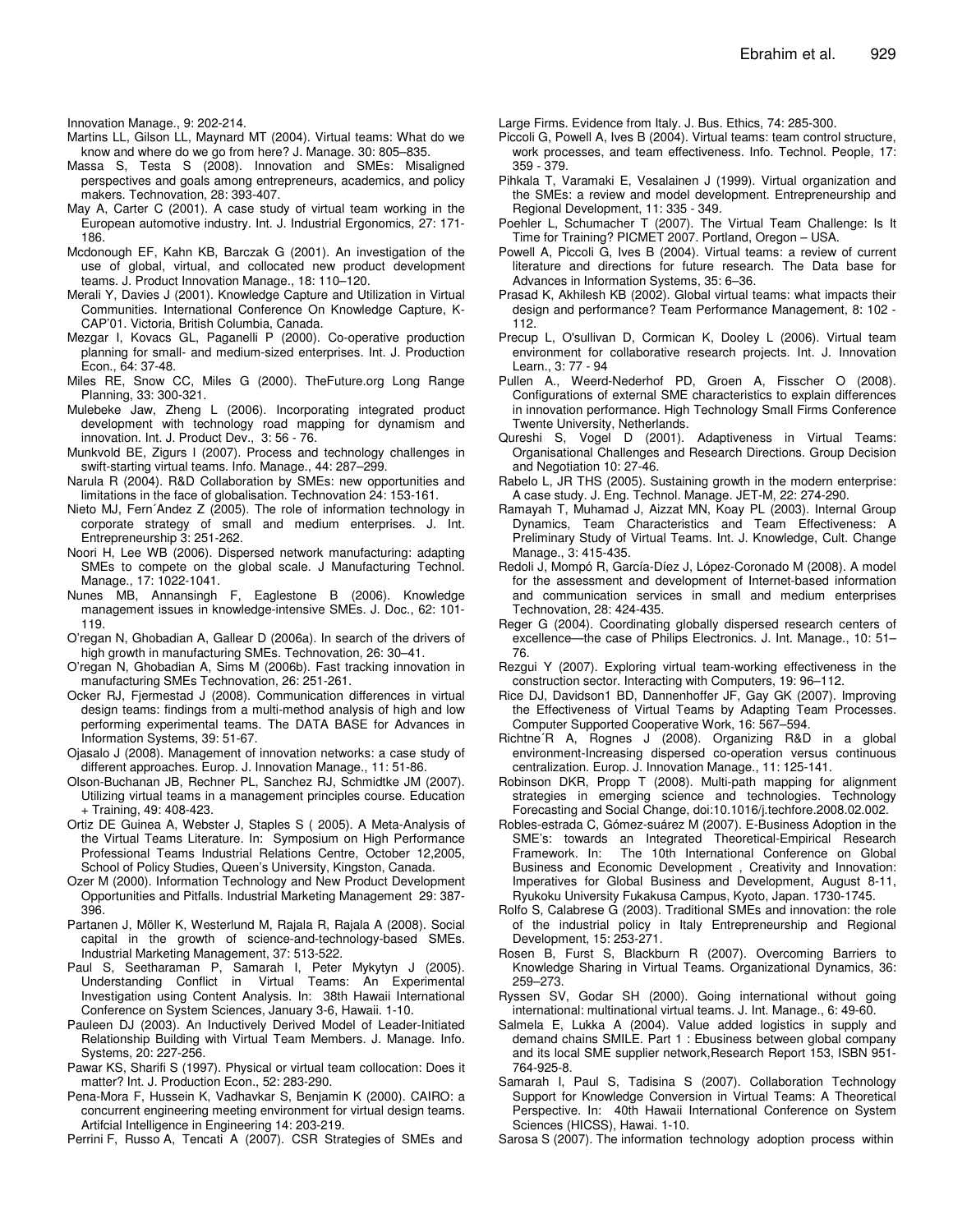Innovation Manage., 9: 202-214.

Martins LL, Gilson LL, Maynard MT (2004). Virtual teams: What do we know and where do we go from here? J. Manage. 30: 805–835.

Massa S, Testa S (2008). Innovation and SMEs: Misaligned perspectives and goals among entrepreneurs, academics, and policy makers. Technovation, 28: 393-407.

May A, Carter C (2001). A case study of virtual team working in the European automotive industry. Int. J. Industrial Ergonomics, 27: 171-186.

Mcdonough EF, Kahn KB, Barczak G (2001). An investigation of the use of global, virtual, and collocated new product development teams. J. Product Innovation Manage., 18: 110–120.

Merali Y, Davies J (2001). Knowledge Capture and Utilization in Virtual Communities. International Conference On Knowledge Capture, K-CAP'01. Victoria, British Columbia, Canada.

Mezgar I, Kovacs GL, Paganelli P (2000). Co-operative production planning for small- and medium-sized enterprises. Int. J. Production Econ., 64: 37-48.

Miles RE, Snow CC, Miles G (2000). TheFuture.org Long Range Planning, 33: 300-321.

Mulebeke Jaw, Zheng L (2006). Incorporating integrated product development with technology road mapping for dynamism and innovation. Int. J. Product Dev., 3: 56 - 76.

Munkvold BE, Zigurs I (2007). Process and technology challenges in swift-starting virtual teams. Info. Manage., 44: 287–299.

Narula R (2004). R&D Collaboration by SMEs: new opportunities and limitations in the face of globalisation. Technovation 24: 153-161.

Nieto MJ, Fern´Andez Z (2005). The role of information technology in corporate strategy of small and medium enterprises. J. Int. Entrepreneurship 3: 251-262.

Noori H, Lee WB (2006). Dispersed network manufacturing: adapting SMEs to compete on the global scale. J Manufacturing Technol. Manage., 17: 1022-1041.

Nunes MB, Annansingh F, Eaglestone B (2006). Knowledge management issues in knowledge-intensive SMEs. J. Doc., 62: 101-119.

O'regan N, Ghobadian A, Gallear D (2006a). In search of the drivers of high growth in manufacturing SMEs. Technovation, 26: 30–41.

O'regan N, Ghobadian A, Sims M (2006b). Fast tracking innovation in manufacturing SMEs Technovation, 26: 251-261.

Ocker RJ, Fjermestad J (2008). Communication differences in virtual design teams: findings from a multi-method analysis of high and low performing experimental teams. The DATA BASE for Advances in Information Systems, 39: 51-67.

Ojasalo J (2008). Management of innovation networks: a case study of different approaches. Europ. J. Innovation Manage., 11: 51-86.

Olson-Buchanan JB, Rechner PL, Sanchez RJ, Schmidtke JM (2007). Utilizing virtual teams in a management principles course. Education + Training, 49: 408-423.

Ortiz DE Guinea A, Webster J, Staples S ( 2005). A Meta-Analysis of the Virtual Teams Literature. In: Symposium on High Performance Professional Teams Industrial Relations Centre, October 12,2005, School of Policy Studies, Queen's University, Kingston, Canada.

Ozer M (2000). Information Technology and New Product Development Opportunities and Pitfalls. Industrial Marketing Management 29: 387-396.

Partanen J, Möller K, Westerlund M, Rajala R, Rajala A (2008). Social capital in the growth of science-and-technology-based SMEs. Industrial Marketing Management, 37: 513-522.

Paul S, Seetharaman P, Samarah I, Peter Mykytyn J (2005). Understanding Conflict in Virtual Teams: An Experimental Investigation using Content Analysis. In: 38th Hawaii International Conference on System Sciences, January 3-6, Hawaii. 1-10.

Pauleen DJ (2003). An Inductively Derived Model of Leader-Initiated Relationship Building with Virtual Team Members. J. Manage. Info. Systems, 20: 227-256.

Pawar KS, Sharifi S (1997). Physical or virtual team collocation: Does it matter? Int. J. Production Econ., 52: 283-290.

Pena-Mora F, Hussein K, Vadhavkar S, Benjamin K (2000). CAIRO: a concurrent engineering meeting environment for virtual design teams. Artifcial Intelligence in Engineering 14: 203-219.

Perrini F, Russo A, Tencati A (2007). CSR Strategies of SMEs and Large Firms. Evidence from Italy. J. Bus. Ethics, 74: 285-300.

Piccoli G, Powell A, Ives B (2004). Virtual teams: team control structure, work processes, and team effectiveness. Info. Technol. People, 17: 359 - 379.

Pihkala T, Varamaki E, Vesalainen J (1999). Virtual organization and the SMEs: a review and model development. Entrepreneurship and Regional Development, 11: 335 - 349.

Poehler L, Schumacher T (2007). The Virtual Team Challenge: Is It Time for Training? PICMET 2007. Portland, Oregon – USA.

Powell A, Piccoli G, Ives B (2004). Virtual teams: a review of current literature and directions for future research. The Data base for Advances in Information Systems, 35: 6–36.

Prasad K, Akhilesh KB (2002). Global virtual teams: what impacts their design and performance? Team Performance Management, 8: 102 - 112.

Precup L, O'sullivan D, Cormican K, Dooley L (2006). Virtual team environment for collaborative research projects. Int. J. Innovation Learn., 3: 77 - 94

Pullen A., Weerd-Nederhof PD, Groen A, Fisscher O (2008). Configurations of external SME characteristics to explain differences in innovation performance. High Technology Small Firms Conference Twente University, Netherlands.

Qureshi S, Vogel D (2001). Adaptiveness in Virtual Teams: Organisational Challenges and Research Directions. Group Decision and Negotiation 10: 27-46.

Rabelo L, JR THS (2005). Sustaining growth in the modern enterprise: A case study. J. Eng. Technol. Manage. JET-M, 22: 274-290.

Ramayah T, Muhamad J, Aizzat MN, Koay PL (2003). Internal Group Dynamics, Team Characteristics and Team Effectiveness: A Preliminary Study of Virtual Teams. Int. J. Knowledge, Cult. Change Manage., 3: 415-435.

Redoli J, Mompó R, García-Díez J, López-Coronado M (2008). A model for the assessment and development of Internet-based information and communication services in small and medium enterprises Technovation, 28: 424-435.

Reger G (2004). Coordinating globally dispersed research centers of excellence—the case of Philips Electronics. J. Int. Manage., 10: 51–76.

Rezgui Y (2007). Exploring virtual team-working effectiveness in the construction sector. Interacting with Computers, 19: 96–112.

Rice DJ, Davidson1 BD, Dannenhoffer JF, Gay GK (2007). Improving the Effectiveness of Virtual Teams by Adapting Team Processes. Computer Supported Cooperative Work, 16: 567–594.

Richtne´R A, Rognes J (2008). Organizing R&D in a global environment-Increasing dispersed co-operation versus continuous centralization. Europ. J. Innovation Manage., 11: 125-141.

Robinson DKR, Propp T (2008). Multi-path mapping for alignment strategies in emerging science and technologies. Technology Forecasting and Social Change, doi:10.1016/j.techfore.2008.02.002.

Robles-estrada C, Gómez-suárez M (2007). E-Business Adoption in the SME's: towards an Integrated Theoretical-Empirical Research Framework. In: The 10th International Conference on Global Business and Economic Development , Creativity and Innovation: Imperatives for Global Business and Development, August 8-11, Ryukoku University Fukakusa Campus, Kyoto, Japan. 1730-1745.

Rolfo S, Calabrese G (2003). Traditional SMEs and innovation: the role of the industrial policy in Italy Entrepreneurship and Regional Development, 15: 253-271.

Rosen B, Furst S, Blackburn R (2007). Overcoming Barriers to Knowledge Sharing in Virtual Teams. Organizational Dynamics, 36: 259–273.

Ryssen SV, Godar SH (2000). Going international without going international: multinational virtual teams. J. Int. Manage., 6: 49-60.

Salmela E, Lukka A (2004). Value added logistics in supply and demand chains SMILE. Part 1 : Ebusiness between global company and its local SME supplier network,Research Report 153, ISBN 951-764-925-8.

Samarah I, Paul S, Tadisina S (2007). Collaboration Technology Support for Knowledge Conversion in Virtual Teams: A Theoretical Perspective. In: 40th Hawaii International Conference on System Sciences (HICSS), Hawai. 1-10.

Sarosa S (2007). The information technology adoption process within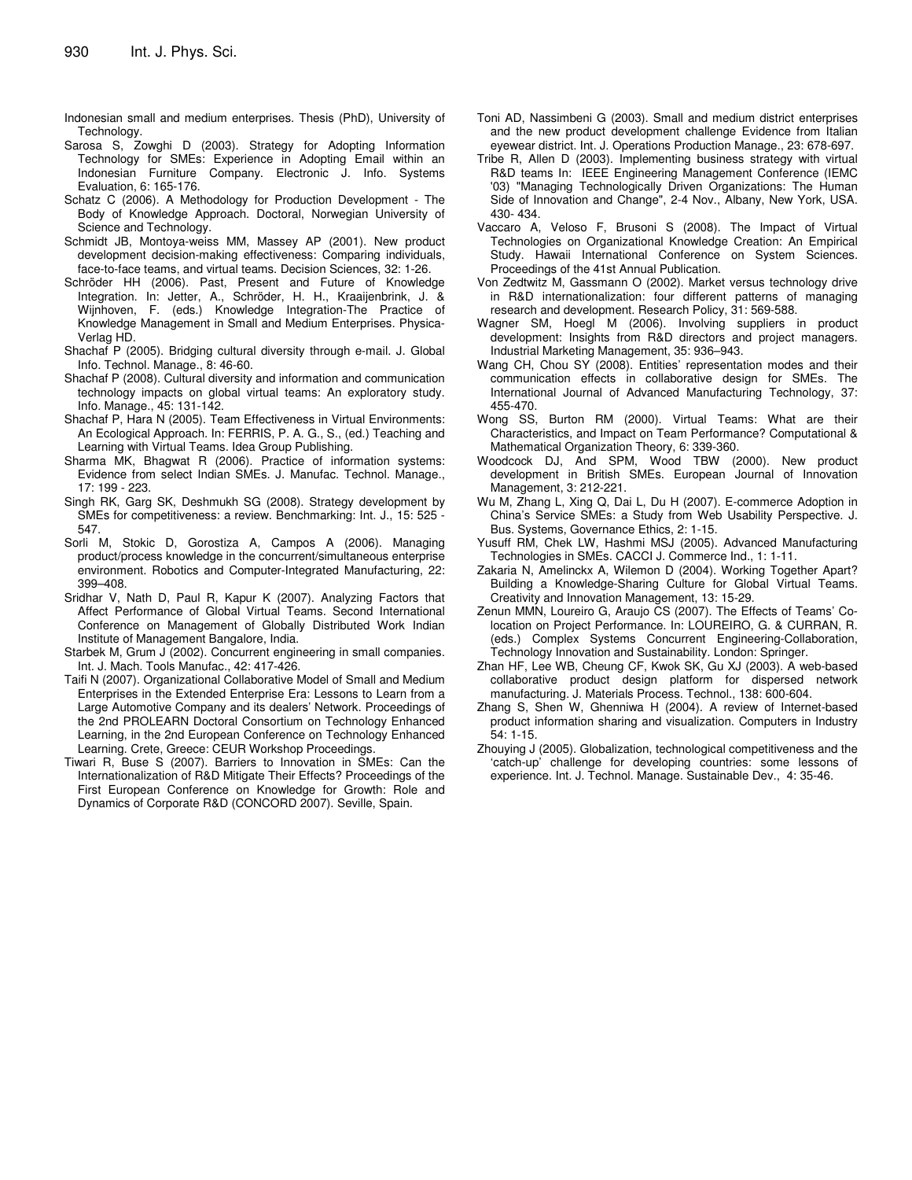Indonesian small and medium enterprises. Thesis (PhD), University of Technology.

Sarosa S, Zowghi D (2003). Strategy for Adopting Information Technology for SMEs: Experience in Adopting Email within an Indonesian Furniture Company. Electronic J. Info. Systems Evaluation, 6: 165-176.

Schatz C (2006). A Methodology for Production Development - The Body of Knowledge Approach. Doctoral, Norwegian University of Science and Technology.

Schmidt JB, Montoya-weiss MM, Massey AP (2001). New product development decision-making effectiveness: Comparing individuals, face-to-face teams, and virtual teams. Decision Sciences, 32: 1-26.

Schröder HH (2006). Past, Present and Future of Knowledge Integration. In: Jetter, A., Schröder, H. H., Kraaijenbrink, J. & Wijnhoven, F. (eds.) Knowledge Integration-The Practice of Knowledge Management in Small and Medium Enterprises. Physica-Verlag HD.

Shachaf P (2005). Bridging cultural diversity through e-mail. J. Global Info. Technol. Manage., 8: 46-60.

Shachaf P (2008). Cultural diversity and information and communication technology impacts on global virtual teams: An exploratory study. Info. Manage., 45: 131-142.

Shachaf P, Hara N (2005). Team Effectiveness in Virtual Environments: An Ecological Approach. In: FERRIS, P. A. G., S., (ed.) Teaching and Learning with Virtual Teams. Idea Group Publishing.

Sharma MK, Bhagwat R (2006). Practice of information systems: Evidence from select Indian SMEs. J. Manufac. Technol. Manage., 17: 199 - 223.

Singh RK, Garg SK, Deshmukh SG (2008). Strategy development by SMEs for competitiveness: a review. Benchmarking: Int. J., 15: 525 - 547.

Sorli M, Stokic D, Gorostiza A, Campos A (2006). Managing product/process knowledge in the concurrent/simultaneous enterprise environment. Robotics and Computer-Integrated Manufacturing, 22: 399–408.

Sridhar V, Nath D, Paul R, Kapur K (2007). Analyzing Factors that Affect Performance of Global Virtual Teams. Second International Conference on Management of Globally Distributed Work Indian Institute of Management Bangalore, India.

Starbek M, Grum J (2002). Concurrent engineering in small companies. Int. J. Mach. Tools Manufac., 42: 417-426.

Taifi N (2007). Organizational Collaborative Model of Small and Medium Enterprises in the Extended Enterprise Era: Lessons to Learn from a Large Automotive Company and its dealers' Network. Proceedings of the 2nd PROLEARN Doctoral Consortium on Technology Enhanced Learning, in the 2nd European Conference on Technology Enhanced Learning. Crete, Greece: CEUR Workshop Proceedings.

Tiwari R, Buse S (2007). Barriers to Innovation in SMEs: Can the Internationalization of R&D Mitigate Their Effects? Proceedings of the First European Conference on Knowledge for Growth: Role and Dynamics of Corporate R&D (CONCORD 2007). Seville, Spain.

Toni AD, Nassimbeni G (2003). Small and medium district enterprises and the new product development challenge Evidence from Italian eyewear district. Int. J. Operations Production Manage., 23: 678-697.

Tribe R, Allen D (2003). Implementing business strategy with virtual R&D teams In: IEEE Engineering Management Conference (IEMC '03) "Managing Technologically Driven Organizations: The Human Side of Innovation and Change", 2-4 Nov., Albany, New York, USA. 430- 434.

Vaccaro A, Veloso F, Brusoni S (2008). The Impact of Virtual Technologies on Organizational Knowledge Creation: An Empirical Study. Hawaii International Conference on System Sciences. Proceedings of the 41st Annual Publication.

Von Zedtwitz M, Gassmann O (2002). Market versus technology drive in R&D internationalization: four different patterns of managing research and development. Research Policy, 31: 569-588.

Wagner SM, Hoegl M (2006). Involving suppliers in product development: Insights from R&D directors and project managers. Industrial Marketing Management, 35: 936–943.

Wang CH, Chou SY (2008). Entities' representation modes and their communication effects in collaborative design for SMEs. The International Journal of Advanced Manufacturing Technology, 37: 455-470.

Wong SS, Burton RM (2000). Virtual Teams: What are their Characteristics, and Impact on Team Performance? Computational & Mathematical Organization Theory, 6: 339-360.

Woodcock DJ, And SPM, Wood TBW (2000). New product development in British SMEs. European Journal of Innovation Management, 3: 212-221.

Wu M, Zhang L, Xing Q, Dai L, Du H (2007). E-commerce Adoption in China's Service SMEs: a Study from Web Usability Perspective. J. Bus. Systems, Governance Ethics, 2: 1-15.

Yusuff RM, Chek LW, Hashmi MSJ (2005). Advanced Manufacturing Technologies in SMEs. CACCI J. Commerce Ind., 1: 1-11.

Zakaria N, Amelinckx A, Wilemon D (2004). Working Together Apart? Building a Knowledge-Sharing Culture for Global Virtual Teams. Creativity and Innovation Management, 13: 15-29.

Zenun MMN, Loureiro G, Araujo CS (2007). The Effects of Teams' Co-location on Project Performance. In: LOUREIRO, G. & CURRAN, R. (eds.) Complex Systems Concurrent Engineering-Collaboration, Technology Innovation and Sustainability. London: Springer.

Zhan HF, Lee WB, Cheung CF, Kwok SK, Gu XJ (2003). A web-based collaborative product design platform for dispersed network manufacturing. J. Materials Process. Technol., 138: 600-604.

Zhang S, Shen W, Ghenniwa H (2004). A review of Internet-based product information sharing and visualization. Computers in Industry 54: 1-15.

Zhouying J (2005). Globalization, technological competitiveness and the 'catch-up' challenge for developing countries: some lessons of experience. Int. J. Technol. Manage. Sustainable Dev., 4: 35-46.